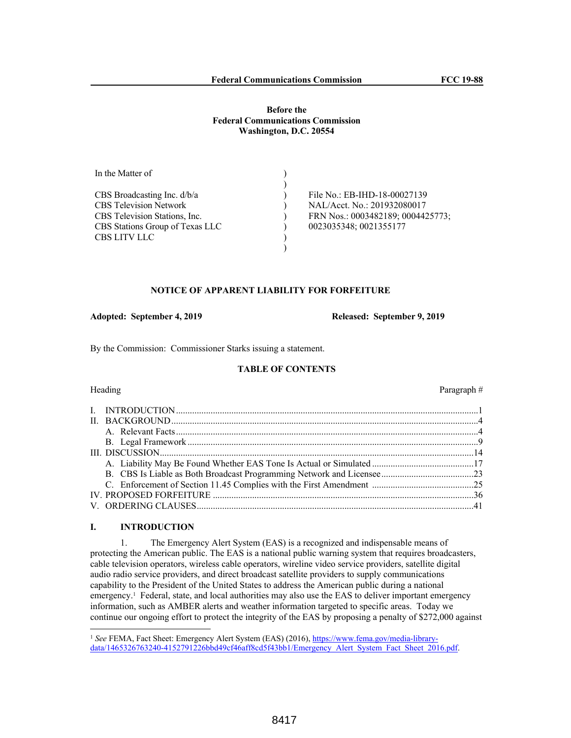**Before the**
**Federal Communications Commission**
**Washington, D.C. 20554**

| In the Matter of | ) | |
|---|---|---|
| | ) | |
| CBS Broadcasting Inc. d/b/a | ) | File No.: EB-IHD-18-00027139 |
| CBS Television Network | ) | NAL/Acct. No.: 201932080017 |
| CBS Television Stations, Inc. | ) | FRN Nos.: 0003482189; 0004425773; |
| CBS Stations Group of Texas LLC | ) | 0023035348; 0021355177 |
| CBS LITV LLC | ) | |
| | ) | |

**NOTICE OF APPARENT LIABILITY FOR FORFEITURE**

**Adopted: September 4, 2019** **Released: September 9, 2019**

By the Commission: Commissioner Starks issuing a statement.

**TABLE OF CONTENTS**

| Heading | Paragraph # |
|---|---|
| I. INTRODUCTION | 1 |
| II. BACKGROUND | 4 |
| A. Relevant Facts | 4 |
| B. Legal Framework | 9 |
| III. DISCUSSION | 14 |
| A. Liability May Be Found Whether EAS Tone Is Actual or Simulated | 17 |
| B. CBS Is Liable as Both Broadcast Programming Network and Licensee | 23 |
| C. Enforcement of Section 11.45 Complies with the First Amendment | 25 |
| IV. PROPOSED FORFEITURE | 36 |
| V. ORDERING CLAUSES | 41 |

## I. INTRODUCTION

1. The Emergency Alert System (EAS) is a recognized and indispensable means of protecting the American public. The EAS is a national public warning system that requires broadcasters, cable television operators, wireless cable operators, wireline video service providers, satellite digital audio radio service providers, and direct broadcast satellite providers to supply communications capability to the President of the United States to address the American public during a national emergency.[1] Federal, state, and local authorities may also use the EAS to deliver important emergency information, such as AMBER alerts and weather information targeted to specific areas. Today we continue our ongoing effort to protect the integrity of the EAS by proposing a penalty of $272,000 against

[1] *See* FEMA, Fact Sheet: Emergency Alert System (EAS) (2016), https://www.fema.gov/media-library-data/1465326763240-4152791226bbd49cf46aff8cd5f43bb1/Emergency_Alert_System_Fact_Sheet_2016.pdf.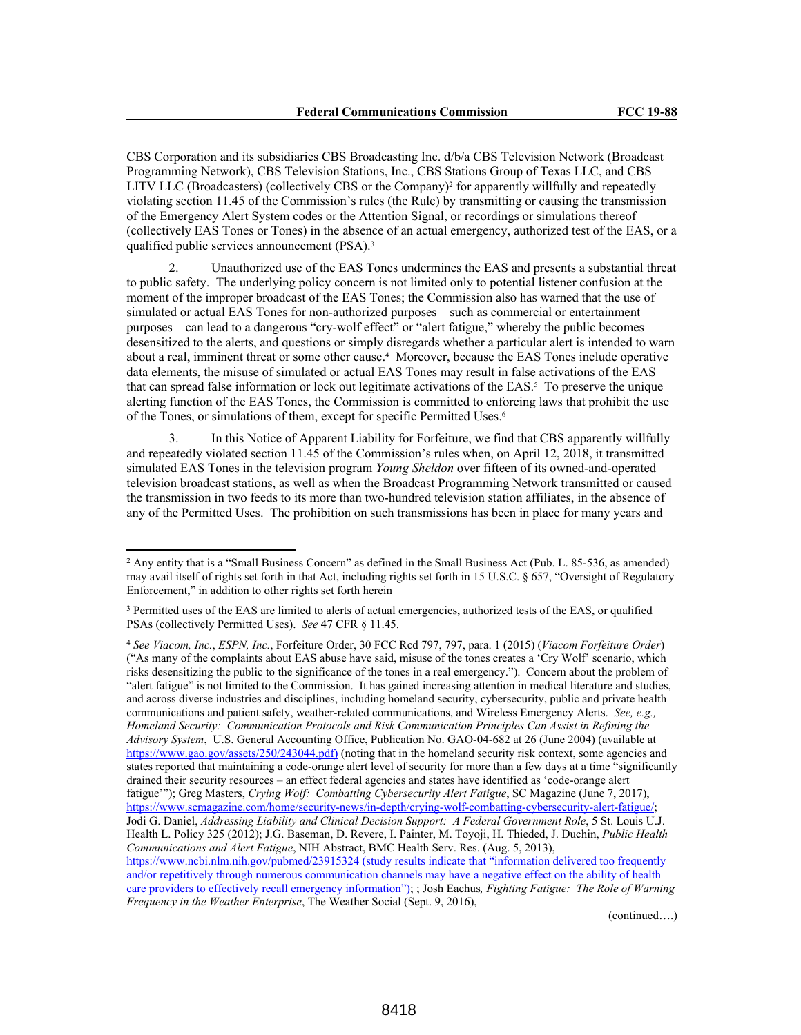CBS Corporation and its subsidiaries CBS Broadcasting Inc. d/b/a CBS Television Network (Broadcast Programming Network), CBS Television Stations, Inc., CBS Stations Group of Texas LLC, and CBS LITV LLC (Broadcasters) (collectively CBS or the Company)[2] for apparently willfully and repeatedly violating section 11.45 of the Commission's rules (the Rule) by transmitting or causing the transmission of the Emergency Alert System codes or the Attention Signal, or recordings or simulations thereof (collectively EAS Tones or Tones) in the absence of an actual emergency, authorized test of the EAS, or a qualified public services announcement (PSA).[3]

2. Unauthorized use of the EAS Tones undermines the EAS and presents a substantial threat to public safety. The underlying policy concern is not limited only to potential listener confusion at the moment of the improper broadcast of the EAS Tones; the Commission also has warned that the use of simulated or actual EAS Tones for non-authorized purposes – such as commercial or entertainment purposes – can lead to a dangerous "cry-wolf effect" or "alert fatigue," whereby the public becomes desensitized to the alerts, and questions or simply disregards whether a particular alert is intended to warn about a real, imminent threat or some other cause.[4] Moreover, because the EAS Tones include operative data elements, the misuse of simulated or actual EAS Tones may result in false activations of the EAS that can spread false information or lock out legitimate activations of the EAS.[5] To preserve the unique alerting function of the EAS Tones, the Commission is committed to enforcing laws that prohibit the use of the Tones, or simulations of them, except for specific Permitted Uses.[6]

3. In this Notice of Apparent Liability for Forfeiture, we find that CBS apparently willfully and repeatedly violated section 11.45 of the Commission's rules when, on April 12, 2018, it transmitted simulated EAS Tones in the television program *Young Sheldon* over fifteen of its owned-and-operated television broadcast stations, as well as when the Broadcast Programming Network transmitted or caused the transmission in two feeds to its more than two-hundred television station affiliates, in the absence of any of the Permitted Uses. The prohibition on such transmissions has been in place for many years and

---

[2] Any entity that is a "Small Business Concern" as defined in the Small Business Act (Pub. L. 85-536, as amended) may avail itself of rights set forth in that Act, including rights set forth in 15 U.S.C. § 657, "Oversight of Regulatory Enforcement," in addition to other rights set forth herein

[3] Permitted uses of the EAS are limited to alerts of actual emergencies, authorized tests of the EAS, or qualified PSAs (collectively Permitted Uses). *See* 47 CFR § 11.45.

[4] *See Viacom, Inc.*, *ESPN, Inc.*, Forfeiture Order, 30 FCC Rcd 797, 797, para. 1 (2015) (*Viacom Forfeiture Order*) ("As many of the complaints about EAS abuse have said, misuse of the tones creates a 'Cry Wolf' scenario, which risks desensitizing the public to the significance of the tones in a real emergency."). Concern about the problem of "alert fatigue" is not limited to the Commission. It has gained increasing attention in medical literature and studies, and across diverse industries and disciplines, including homeland security, cybersecurity, public and private health communications and patient safety, weather-related communications, and Wireless Emergency Alerts. *See, e.g., Homeland Security: Communication Protocols and Risk Communication Principles Can Assist in Refining the Advisory System*, U.S. General Accounting Office, Publication No. GAO-04-682 at 26 (June 2004) (available at https://www.gao.gov/assets/250/243044.pdf) (noting that in the homeland security risk context, some agencies and states reported that maintaining a code-orange alert level of security for more than a few days at a time "significantly drained their security resources – an effect federal agencies and states have identified as 'code-orange alert fatigue'"); Greg Masters, *Crying Wolf: Combatting Cybersecurity Alert Fatigue*, SC Magazine (June 7, 2017), https://www.scmagazine.com/home/security-news/in-depth/crying-wolf-combatting-cybersecurity-alert-fatigue/; Jodi G. Daniel, *Addressing Liability and Clinical Decision Support: A Federal Government Role*, 5 St. Louis U.J. Health L. Policy 325 (2012); J.G. Baseman, D. Revere, I. Painter, M. Toyoji, H. Thieded, J. Duchin, *Public Health Communications and Alert Fatigue*, NIH Abstract, BMC Health Serv. Res. (Aug. 5, 2013), https://www.ncbi.nlm.nih.gov/pubmed/23915324 (study results indicate that "information delivered too frequently and/or repetitively through numerous communication channels may have a negative effect on the ability of health care providers to effectively recall emergency information"); ; Josh Eachus, *Fighting Fatigue: The Role of Warning Frequency in the Weather Enterprise*, The Weather Social (Sept. 9, 2016),

(continued….)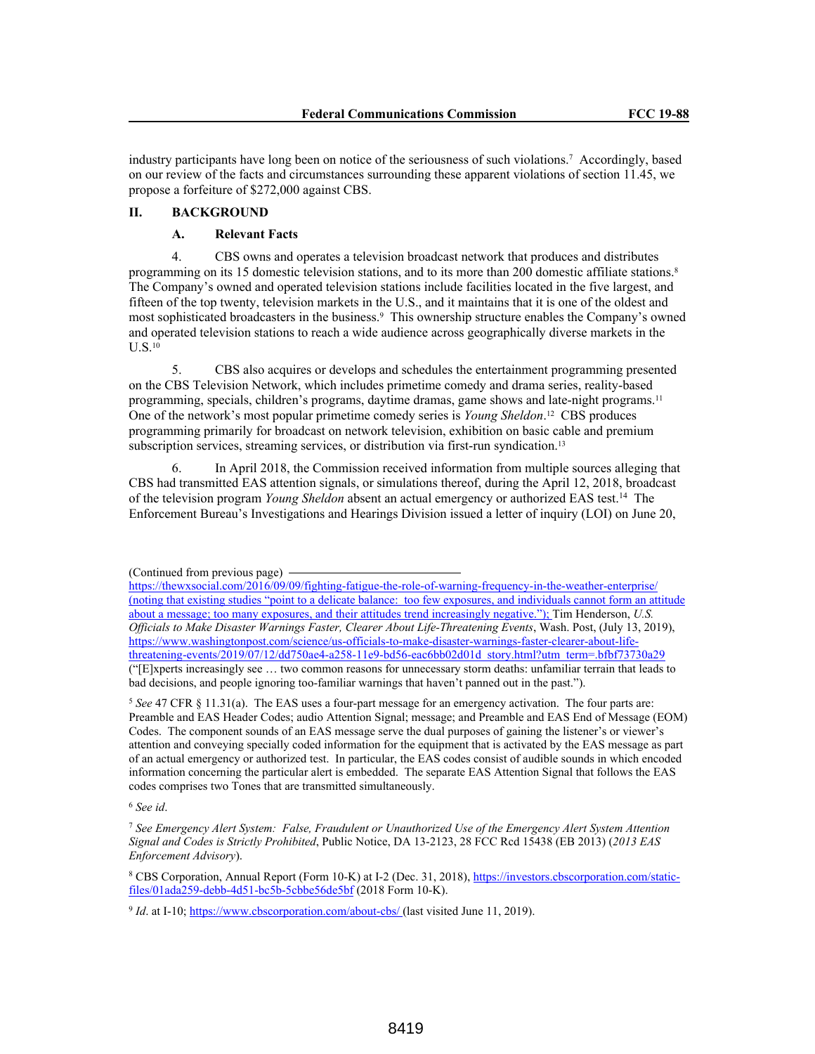industry participants have long been on notice of the seriousness of such violations.[7] Accordingly, based on our review of the facts and circumstances surrounding these apparent violations of section 11.45, we propose a forfeiture of $272,000 against CBS.

## II. BACKGROUND

### A. Relevant Facts

4. CBS owns and operates a television broadcast network that produces and distributes programming on its 15 domestic television stations, and to its more than 200 domestic affiliate stations.[8] The Company's owned and operated television stations include facilities located in the five largest, and fifteen of the top twenty, television markets in the U.S., and it maintains that it is one of the oldest and most sophisticated broadcasters in the business.[9] This ownership structure enables the Company's owned and operated television stations to reach a wide audience across geographically diverse markets in the U.S.[10]

5. CBS also acquires or develops and schedules the entertainment programming presented on the CBS Television Network, which includes primetime comedy and drama series, reality-based programming, specials, children's programs, daytime dramas, game shows and late-night programs.[11] One of the network's most popular primetime comedy series is *Young Sheldon*.[12] CBS produces programming primarily for broadcast on network television, exhibition on basic cable and premium subscription services, streaming services, or distribution via first-run syndication.[13]

6. In April 2018, the Commission received information from multiple sources alleging that CBS had transmitted EAS attention signals, or simulations thereof, during the April 12, 2018, broadcast of the television program *Young Sheldon* absent an actual emergency or authorized EAS test.[14] The Enforcement Bureau's Investigations and Hearings Division issued a letter of inquiry (LOI) on June 20,

---

(Continued from previous page) https://thewxsocial.com/2016/09/09/fighting-fatigue-the-role-of-warning-frequency-in-the-weather-enterprise/ (noting that existing studies "point to a delicate balance: too few exposures, and individuals cannot form an attitude about a message; too many exposures, and their attitudes trend increasingly negative."); Tim Henderson, *U.S. Officials to Make Disaster Warnings Faster, Clearer About Life-Threatening Events*, Wash. Post, (July 13, 2019), https://www.washingtonpost.com/science/us-officials-to-make-disaster-warnings-faster-clearer-about-life-threatening-events/2019/07/12/dd750ae4-a258-11e9-bd56-eac6bb02d01d_story.html?utm_term=.bfbf73730a29 ("[E]xperts increasingly see … two common reasons for unnecessary storm deaths: unfamiliar terrain that leads to bad decisions, and people ignoring too-familiar warnings that haven't panned out in the past.").

[5] *See* 47 CFR § 11.31(a). The EAS uses a four-part message for an emergency activation. The four parts are: Preamble and EAS Header Codes; audio Attention Signal; message; and Preamble and EAS End of Message (EOM) Codes. The component sounds of an EAS message serve the dual purposes of gaining the listener's or viewer's attention and conveying specially coded information for the equipment that is activated by the EAS message as part of an actual emergency or authorized test. In particular, the EAS codes consist of audible sounds in which encoded information concerning the particular alert is embedded. The separate EAS Attention Signal that follows the EAS codes comprises two Tones that are transmitted simultaneously.

[6] *See id*.

[7] *See Emergency Alert System: False, Fraudulent or Unauthorized Use of the Emergency Alert System Attention Signal and Codes is Strictly Prohibited*, Public Notice, DA 13-2123, 28 FCC Rcd 15438 (EB 2013) (*2013 EAS Enforcement Advisory*).

[8] CBS Corporation, Annual Report (Form 10-K) at I-2 (Dec. 31, 2018), https://investors.cbscorporation.com/static-files/01ada259-debb-4d51-bc5b-5cbbe56de5bf (2018 Form 10-K).

[9] *Id*. at I-10; https://www.cbscorporation.com/about-cbs/ (last visited June 11, 2019).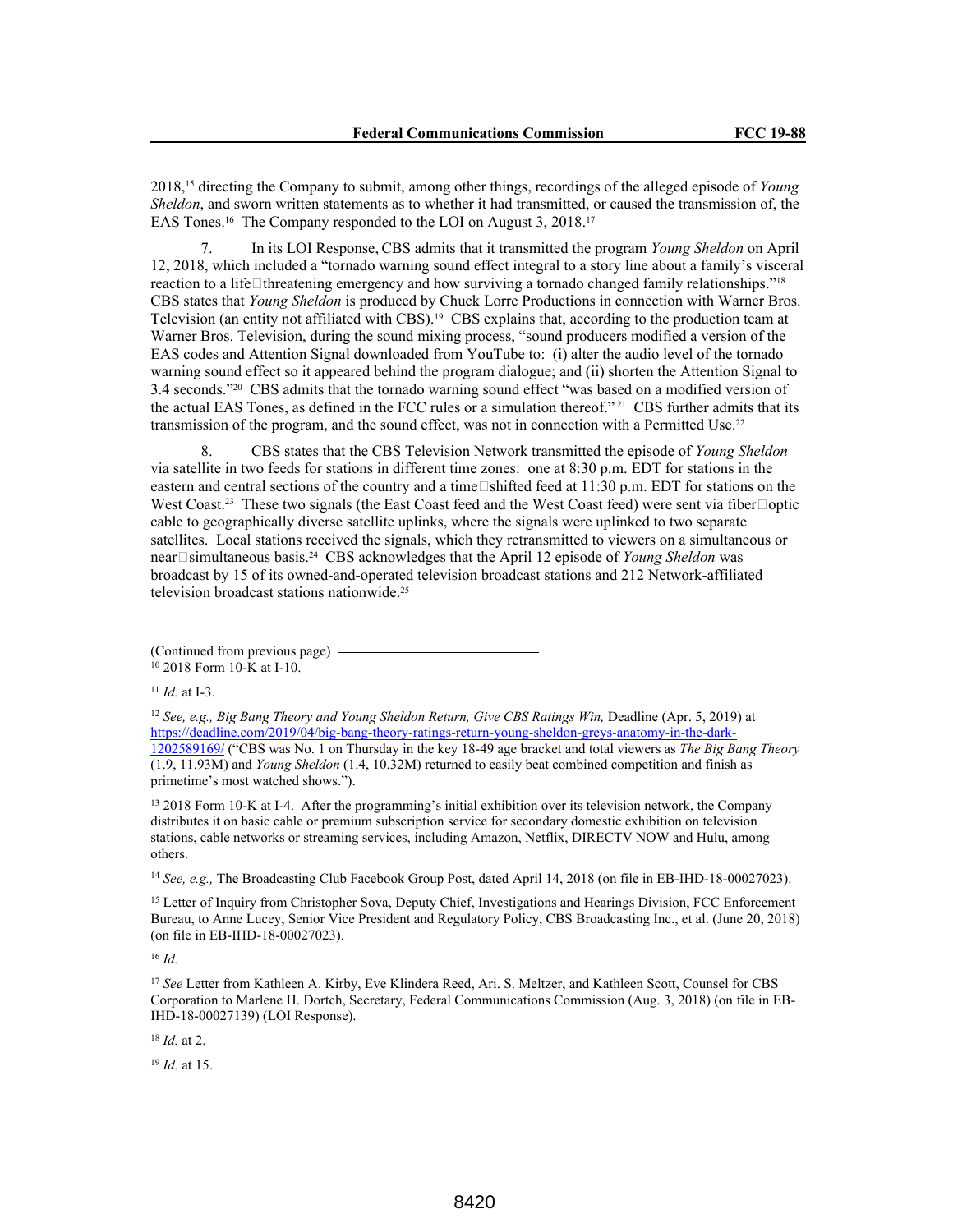2018,[15] directing the Company to submit, among other things, recordings of the alleged episode of *Young Sheldon*, and sworn written statements as to whether it had transmitted, or caused the transmission of, the EAS Tones.[16] The Company responded to the LOI on August 3, 2018.[17]

7. In its LOI Response, CBS admits that it transmitted the program *Young Sheldon* on April 12, 2018, which included a "tornado warning sound effect integral to a story line about a family's visceral reaction to a life-threatening emergency and how surviving a tornado changed family relationships."[18] CBS states that *Young Sheldon* is produced by Chuck Lorre Productions in connection with Warner Bros. Television (an entity not affiliated with CBS).[19] CBS explains that, according to the production team at Warner Bros. Television, during the sound mixing process, "sound producers modified a version of the EAS codes and Attention Signal downloaded from YouTube to: (i) alter the audio level of the tornado warning sound effect so it appeared behind the program dialogue; and (ii) shorten the Attention Signal to 3.4 seconds."[20] CBS admits that the tornado warning sound effect "was based on a modified version of the actual EAS Tones, as defined in the FCC rules or a simulation thereof."[21] CBS further admits that its transmission of the program, and the sound effect, was not in connection with a Permitted Use.[22]

8. CBS states that the CBS Television Network transmitted the episode of *Young Sheldon* via satellite in two feeds for stations in different time zones: one at 8:30 p.m. EDT for stations in the eastern and central sections of the country and a time-shifted feed at 11:30 p.m. EDT for stations on the West Coast.[23] These two signals (the East Coast feed and the West Coast feed) were sent via fiber-optic cable to geographically diverse satellite uplinks, where the signals were uplinked to two separate satellites. Local stations received the signals, which they retransmitted to viewers on a simultaneous or near-simultaneous basis.[24] CBS acknowledges that the April 12 episode of *Young Sheldon* was broadcast by 15 of its owned-and-operated television broadcast stations and 212 Network-affiliated television broadcast stations nationwide.[25]

(Continued from previous page)

[10] 2018 Form 10-K at I-10.

[11] *Id.* at I-3.

[12] *See, e.g., Big Bang Theory and Young Sheldon Return, Give CBS Ratings Win,* Deadline (Apr. 5, 2019) at https://deadline.com/2019/04/big-bang-theory-ratings-return-young-sheldon-greys-anatomy-in-the-dark-1202589169/ ("CBS was No. 1 on Thursday in the key 18-49 age bracket and total viewers as *The Big Bang Theory* (1.9, 11.93M) and *Young Sheldon* (1.4, 10.32M) returned to easily beat combined competition and finish as primetime's most watched shows.").

[13] 2018 Form 10-K at I-4. After the programming's initial exhibition over its television network, the Company distributes it on basic cable or premium subscription service for secondary domestic exhibition on television stations, cable networks or streaming services, including Amazon, Netflix, DIRECTV NOW and Hulu, among others.

[14] *See, e.g.,* The Broadcasting Club Facebook Group Post, dated April 14, 2018 (on file in EB-IHD-18-00027023).

[15] Letter of Inquiry from Christopher Sova, Deputy Chief, Investigations and Hearings Division, FCC Enforcement Bureau, to Anne Lucey, Senior Vice President and Regulatory Policy, CBS Broadcasting Inc., et al. (June 20, 2018) (on file in EB-IHD-18-00027023).

[16] *Id.*

[17] *See* Letter from Kathleen A. Kirby, Eve Klindera Reed, Ari. S. Meltzer, and Kathleen Scott, Counsel for CBS Corporation to Marlene H. Dortch, Secretary, Federal Communications Commission (Aug. 3, 2018) (on file in EB-IHD-18-00027139) (LOI Response).

[18] *Id.* at 2.

[19] *Id.* at 15.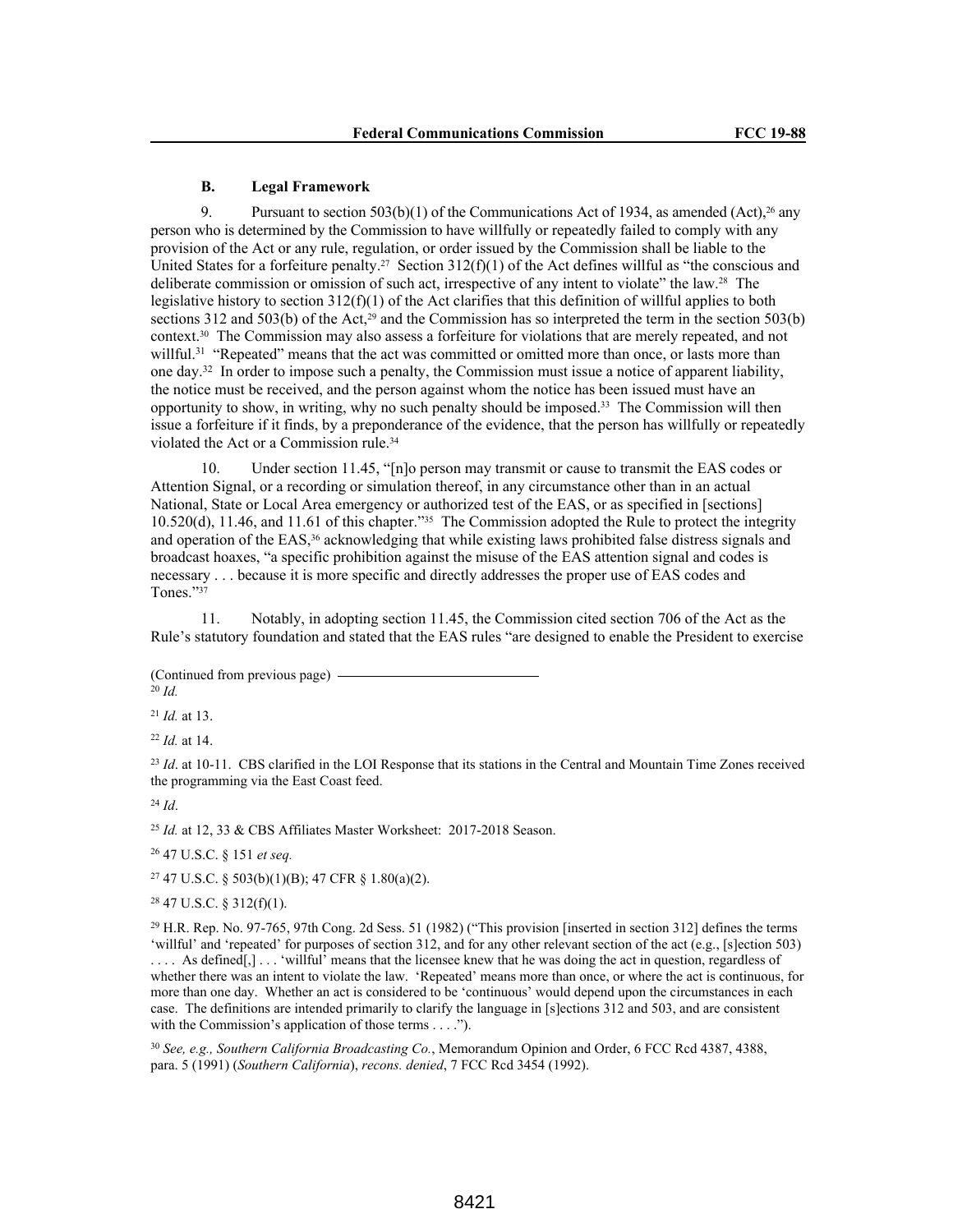### B. Legal Framework

9. Pursuant to section 503(b)(1) of the Communications Act of 1934, as amended (Act),[26] any person who is determined by the Commission to have willfully or repeatedly failed to comply with any provision of the Act or any rule, regulation, or order issued by the Commission shall be liable to the United States for a forfeiture penalty.[27] Section 312(f)(1) of the Act defines willful as "the conscious and deliberate commission or omission of such act, irrespective of any intent to violate" the law.[28] The legislative history to section 312(f)(1) of the Act clarifies that this definition of willful applies to both sections 312 and 503(b) of the Act,[29] and the Commission has so interpreted the term in the section 503(b) context.[30] The Commission may also assess a forfeiture for violations that are merely repeated, and not willful.[31] "Repeated" means that the act was committed or omitted more than once, or lasts more than one day.[32] In order to impose such a penalty, the Commission must issue a notice of apparent liability, the notice must be received, and the person against whom the notice has been issued must have an opportunity to show, in writing, why no such penalty should be imposed.[33] The Commission will then issue a forfeiture if it finds, by a preponderance of the evidence, that the person has willfully or repeatedly violated the Act or a Commission rule.[34]

10. Under section 11.45, "[n]o person may transmit or cause to transmit the EAS codes or Attention Signal, or a recording or simulation thereof, in any circumstance other than in an actual National, State or Local Area emergency or authorized test of the EAS, or as specified in [sections] 10.520(d), 11.46, and 11.61 of this chapter."[35] The Commission adopted the Rule to protect the integrity and operation of the EAS,[36] acknowledging that while existing laws prohibited false distress signals and broadcast hoaxes, "a specific prohibition against the misuse of the EAS attention signal and codes is necessary . . . because it is more specific and directly addresses the proper use of EAS codes and Tones."[37]

11. Notably, in adopting section 11.45, the Commission cited section 706 of the Act as the Rule's statutory foundation and stated that the EAS rules "are designed to enable the President to exercise

(Continued from previous page)

[20] *Id.*

[21] *Id.* at 13.

[22] *Id.* at 14.

[23] *Id*. at 10-11. CBS clarified in the LOI Response that its stations in the Central and Mountain Time Zones received the programming via the East Coast feed.

[24] *Id*.

[25] *Id.* at 12, 33 & CBS Affiliates Master Worksheet: 2017-2018 Season.

[26] 47 U.S.C. § 151 *et seq.*

[27] 47 U.S.C. § 503(b)(1)(B); 47 CFR § 1.80(a)(2).

[28] 47 U.S.C. § 312(f)(1).

[29] H.R. Rep. No. 97-765, 97th Cong. 2d Sess. 51 (1982) ("This provision [inserted in section 312] defines the terms 'willful' and 'repeated' for purposes of section 312, and for any other relevant section of the act (e.g., [s]ection 503) . . . . As defined[,] . . . 'willful' means that the licensee knew that he was doing the act in question, regardless of whether there was an intent to violate the law. 'Repeated' means more than once, or where the act is continuous, for more than one day. Whether an act is considered to be 'continuous' would depend upon the circumstances in each case. The definitions are intended primarily to clarify the language in [s]ections 312 and 503, and are consistent with the Commission's application of those terms . . . .").

[30] *See, e.g., Southern California Broadcasting Co.*, Memorandum Opinion and Order, 6 FCC Rcd 4387, 4388, para. 5 (1991) (*Southern California*), *recons. denied*, 7 FCC Rcd 3454 (1992).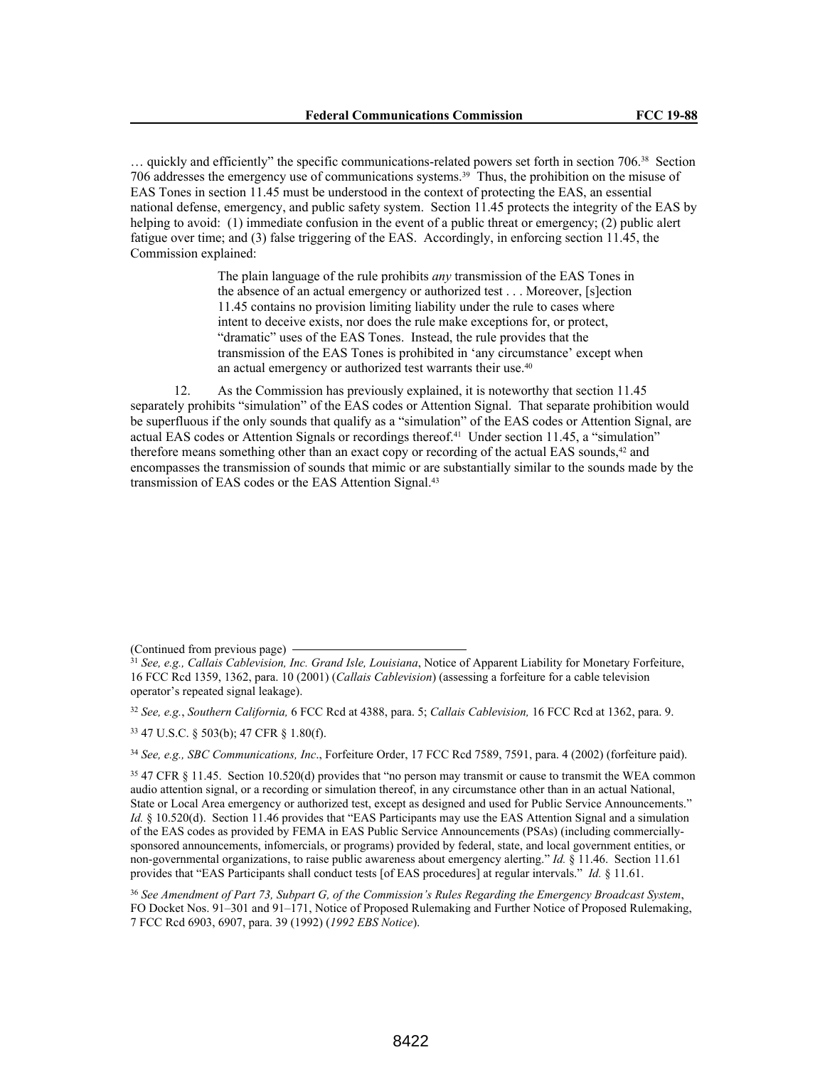… quickly and efficiently" the specific communications-related powers set forth in section 706.[38] Section 706 addresses the emergency use of communications systems.[39] Thus, the prohibition on the misuse of EAS Tones in section 11.45 must be understood in the context of protecting the EAS, an essential national defense, emergency, and public safety system. Section 11.45 protects the integrity of the EAS by helping to avoid: (1) immediate confusion in the event of a public threat or emergency; (2) public alert fatigue over time; and (3) false triggering of the EAS. Accordingly, in enforcing section 11.45, the Commission explained:

> The plain language of the rule prohibits *any* transmission of the EAS Tones in the absence of an actual emergency or authorized test . . . Moreover, [s]ection 11.45 contains no provision limiting liability under the rule to cases where intent to deceive exists, nor does the rule make exceptions for, or protect, "dramatic" uses of the EAS Tones. Instead, the rule provides that the transmission of the EAS Tones is prohibited in 'any circumstance' except when an actual emergency or authorized test warrants their use.[40]

12. As the Commission has previously explained, it is noteworthy that section 11.45 separately prohibits "simulation" of the EAS codes or Attention Signal. That separate prohibition would be superfluous if the only sounds that qualify as a "simulation" of the EAS codes or Attention Signal, are actual EAS codes or Attention Signals or recordings thereof.[41] Under section 11.45, a "simulation" therefore means something other than an exact copy or recording of the actual EAS sounds,[42] and encompasses the transmission of sounds that mimic or are substantially similar to the sounds made by the transmission of EAS codes or the EAS Attention Signal.[43]

---

(Continued from previous page)

[31] *See, e.g., Callais Cablevision, Inc. Grand Isle, Louisiana*, Notice of Apparent Liability for Monetary Forfeiture, 16 FCC Rcd 1359, 1362, para. 10 (2001) (*Callais Cablevision*) (assessing a forfeiture for a cable television operator's repeated signal leakage).

[32] *See, e.g.*, *Southern California,* 6 FCC Rcd at 4388, para. 5; *Callais Cablevision,* 16 FCC Rcd at 1362, para. 9.

[33] 47 U.S.C. § 503(b); 47 CFR § 1.80(f).

[34] *See, e.g., SBC Communications, Inc*., Forfeiture Order, 17 FCC Rcd 7589, 7591, para. 4 (2002) (forfeiture paid).

[35] 47 CFR § 11.45. Section 10.520(d) provides that "no person may transmit or cause to transmit the WEA common audio attention signal, or a recording or simulation thereof, in any circumstance other than in an actual National, State or Local Area emergency or authorized test, except as designed and used for Public Service Announcements." *Id.* § 10.520(d). Section 11.46 provides that "EAS Participants may use the EAS Attention Signal and a simulation of the EAS codes as provided by FEMA in EAS Public Service Announcements (PSAs) (including commercially-sponsored announcements, infomercials, or programs) provided by federal, state, and local government entities, or non-governmental organizations, to raise public awareness about emergency alerting." *Id.* § 11.46. Section 11.61 provides that "EAS Participants shall conduct tests [of EAS procedures] at regular intervals." *Id.* § 11.61.

[36] *See Amendment of Part 73, Subpart G, of the Commission's Rules Regarding the Emergency Broadcast System*, FO Docket Nos. 91–301 and 91–171, Notice of Proposed Rulemaking and Further Notice of Proposed Rulemaking, 7 FCC Rcd 6903, 6907, para. 39 (1992) (*1992 EBS Notice*).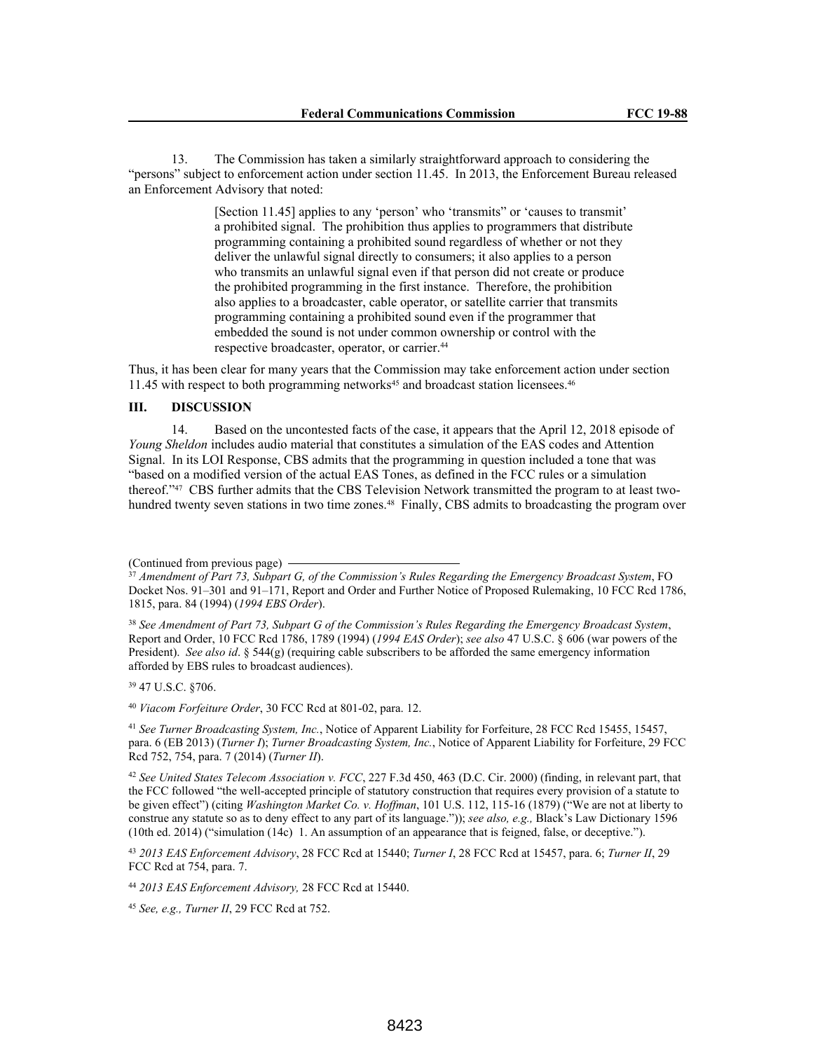13. The Commission has taken a similarly straightforward approach to considering the "persons" subject to enforcement action under section 11.45. In 2013, the Enforcement Bureau released an Enforcement Advisory that noted:

> [Section 11.45] applies to any 'person' who 'transmits" or 'causes to transmit' a prohibited signal. The prohibition thus applies to programmers that distribute programming containing a prohibited sound regardless of whether or not they deliver the unlawful signal directly to consumers; it also applies to a person who transmits an unlawful signal even if that person did not create or produce the prohibited programming in the first instance. Therefore, the prohibition also applies to a broadcaster, cable operator, or satellite carrier that transmits programming containing a prohibited sound even if the programmer that embedded the sound is not under common ownership or control with the respective broadcaster, operator, or carrier.[44]

Thus, it has been clear for many years that the Commission may take enforcement action under section 11.45 with respect to both programming networks[45] and broadcast station licensees.[46]

## III. DISCUSSION

14. Based on the uncontested facts of the case, it appears that the April 12, 2018 episode of *Young Sheldon* includes audio material that constitutes a simulation of the EAS codes and Attention Signal. In its LOI Response, CBS admits that the programming in question included a tone that was "based on a modified version of the actual EAS Tones, as defined in the FCC rules or a simulation thereof."[47] CBS further admits that the CBS Television Network transmitted the program to at least two-hundred twenty seven stations in two time zones.[48] Finally, CBS admits to broadcasting the program over

---

(Continued from previous page)

[37] *Amendment of Part 73, Subpart G, of the Commission's Rules Regarding the Emergency Broadcast System*, FO Docket Nos. 91–301 and 91–171, Report and Order and Further Notice of Proposed Rulemaking, 10 FCC Rcd 1786, 1815, para. 84 (1994) (*1994 EBS Order*).

[38] *See Amendment of Part 73, Subpart G of the Commission's Rules Regarding the Emergency Broadcast System*, Report and Order, 10 FCC Rcd 1786, 1789 (1994) (*1994 EAS Order*); *see also* 47 U.S.C. § 606 (war powers of the President). *See also id*. § 544(g) (requiring cable subscribers to be afforded the same emergency information afforded by EBS rules to broadcast audiences).

[39] 47 U.S.C. §706.

[40] *Viacom Forfeiture Order*, 30 FCC Rcd at 801-02, para. 12.

[41] *See Turner Broadcasting System, Inc.*, Notice of Apparent Liability for Forfeiture, 28 FCC Rcd 15455, 15457, para. 6 (EB 2013) (*Turner I*); *Turner Broadcasting System, Inc.*, Notice of Apparent Liability for Forfeiture, 29 FCC Rcd 752, 754, para. 7 (2014) (*Turner II*).

[42] *See United States Telecom Association v. FCC*, 227 F.3d 450, 463 (D.C. Cir. 2000) (finding, in relevant part, that the FCC followed "the well-accepted principle of statutory construction that requires every provision of a statute to be given effect") (citing *Washington Market Co. v. Hoffman*, 101 U.S. 112, 115-16 (1879) ("We are not at liberty to construe any statute so as to deny effect to any part of its language.")); *see also, e.g.,* Black's Law Dictionary 1596 (10th ed. 2014) ("simulation (14c) 1. An assumption of an appearance that is feigned, false, or deceptive.").

[43] *2013 EAS Enforcement Advisory*, 28 FCC Rcd at 15440; *Turner I*, 28 FCC Rcd at 15457, para. 6; *Turner II*, 29 FCC Rcd at 754, para. 7.

[44] *2013 EAS Enforcement Advisory,* 28 FCC Rcd at 15440.

[45] *See, e.g., Turner II*, 29 FCC Rcd at 752.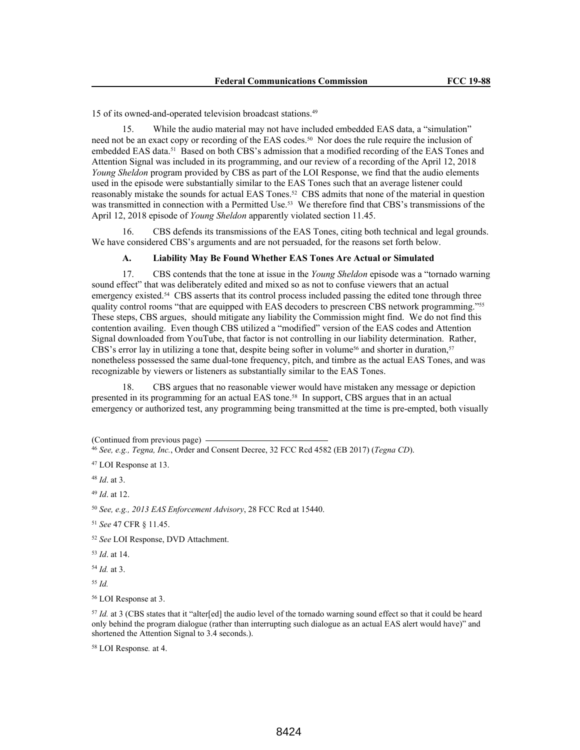15 of its owned-and-operated television broadcast stations.[49]

15. While the audio material may not have included embedded EAS data, a "simulation" need not be an exact copy or recording of the EAS codes.[50] Nor does the rule require the inclusion of embedded EAS data.[51] Based on both CBS's admission that a modified recording of the EAS Tones and Attention Signal was included in its programming, and our review of a recording of the April 12, 2018 *Young Sheldon* program provided by CBS as part of the LOI Response, we find that the audio elements used in the episode were substantially similar to the EAS Tones such that an average listener could reasonably mistake the sounds for actual EAS Tones.[52] CBS admits that none of the material in question was transmitted in connection with a Permitted Use.[53] We therefore find that CBS's transmissions of the April 12, 2018 episode of *Young Sheldon* apparently violated section 11.45.

16. CBS defends its transmissions of the EAS Tones, citing both technical and legal grounds. We have considered CBS's arguments and are not persuaded, for the reasons set forth below.

### A. Liability May Be Found Whether EAS Tones Are Actual or Simulated

17. CBS contends that the tone at issue in the *Young Sheldon* episode was a "tornado warning sound effect" that was deliberately edited and mixed so as not to confuse viewers that an actual emergency existed.[54] CBS asserts that its control process included passing the edited tone through three quality control rooms "that are equipped with EAS decoders to prescreen CBS network programming."[55] These steps, CBS argues, should mitigate any liability the Commission might find. We do not find this contention availing. Even though CBS utilized a "modified" version of the EAS codes and Attention Signal downloaded from YouTube, that factor is not controlling in our liability determination. Rather, CBS's error lay in utilizing a tone that, despite being softer in volume[56] and shorter in duration,[57] nonetheless possessed the same dual-tone frequency, pitch, and timbre as the actual EAS Tones, and was recognizable by viewers or listeners as substantially similar to the EAS Tones.

18. CBS argues that no reasonable viewer would have mistaken any message or depiction presented in its programming for an actual EAS tone.[58] In support, CBS argues that in an actual emergency or authorized test, any programming being transmitted at the time is pre-empted, both visually

(Continued from previous page)

[46] *See, e.g., Tegna, Inc.*, Order and Consent Decree, 32 FCC Rcd 4582 (EB 2017) (*Tegna CD*).

[47] LOI Response at 13.

[48] *Id*. at 3.

[49] *Id*. at 12.

[50] *See, e.g., 2013 EAS Enforcement Advisory*, 28 FCC Rcd at 15440.

[51] *See* 47 CFR § 11.45.

[52] *See* LOI Response, DVD Attachment.

[53] *Id*. at 14.

[54] *Id.* at 3.

[55] *Id.*

[56] LOI Response at 3.

[57] *Id.* at 3 (CBS states that it "alter[ed] the audio level of the tornado warning sound effect so that it could be heard only behind the program dialogue (rather than interrupting such dialogue as an actual EAS alert would have)" and shortened the Attention Signal to 3.4 seconds.).

[58] LOI Response*.* at 4.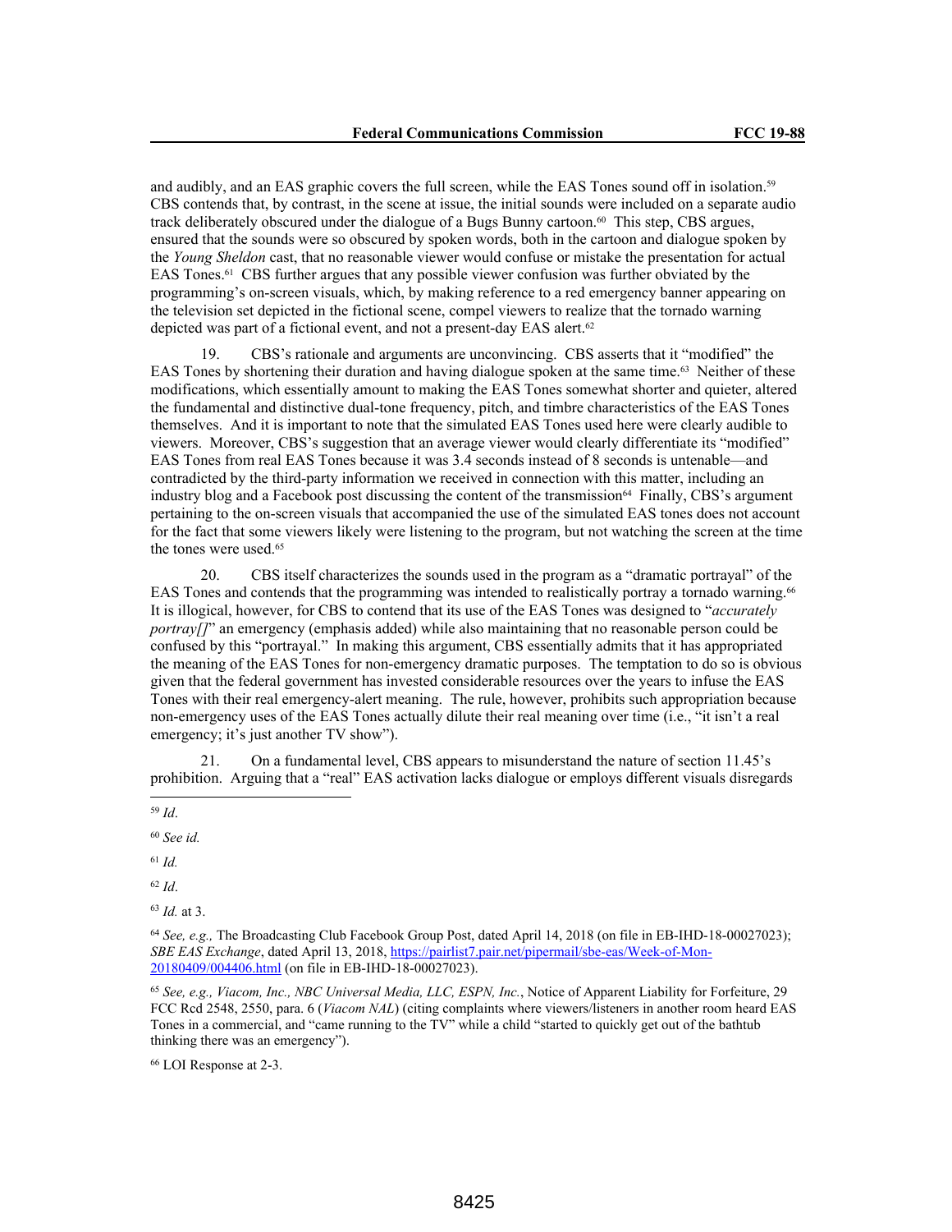and audibly, and an EAS graphic covers the full screen, while the EAS Tones sound off in isolation.[59] CBS contends that, by contrast, in the scene at issue, the initial sounds were included on a separate audio track deliberately obscured under the dialogue of a Bugs Bunny cartoon.[60] This step, CBS argues, ensured that the sounds were so obscured by spoken words, both in the cartoon and dialogue spoken by the *Young Sheldon* cast, that no reasonable viewer would confuse or mistake the presentation for actual EAS Tones.[61] CBS further argues that any possible viewer confusion was further obviated by the programming's on-screen visuals, which, by making reference to a red emergency banner appearing on the television set depicted in the fictional scene, compel viewers to realize that the tornado warning depicted was part of a fictional event, and not a present-day EAS alert.[62]

19. CBS's rationale and arguments are unconvincing. CBS asserts that it "modified" the EAS Tones by shortening their duration and having dialogue spoken at the same time.[63] Neither of these modifications, which essentially amount to making the EAS Tones somewhat shorter and quieter, altered the fundamental and distinctive dual-tone frequency, pitch, and timbre characteristics of the EAS Tones themselves. And it is important to note that the simulated EAS Tones used here were clearly audible to viewers. Moreover, CBS's suggestion that an average viewer would clearly differentiate its "modified" EAS Tones from real EAS Tones because it was 3.4 seconds instead of 8 seconds is untenable—and contradicted by the third-party information we received in connection with this matter, including an industry blog and a Facebook post discussing the content of the transmission[64] Finally, CBS's argument pertaining to the on-screen visuals that accompanied the use of the simulated EAS tones does not account for the fact that some viewers likely were listening to the program, but not watching the screen at the time the tones were used.[65]

20. CBS itself characterizes the sounds used in the program as a "dramatic portrayal" of the EAS Tones and contends that the programming was intended to realistically portray a tornado warning.[66] It is illogical, however, for CBS to contend that its use of the EAS Tones was designed to "*accurately portray[]*" an emergency (emphasis added) while also maintaining that no reasonable person could be confused by this "portrayal." In making this argument, CBS essentially admits that it has appropriated the meaning of the EAS Tones for non-emergency dramatic purposes. The temptation to do so is obvious given that the federal government has invested considerable resources over the years to infuse the EAS Tones with their real emergency-alert meaning. The rule, however, prohibits such appropriation because non-emergency uses of the EAS Tones actually dilute their real meaning over time (i.e., "it isn't a real emergency; it's just another TV show").

21. On a fundamental level, CBS appears to misunderstand the nature of section 11.45's prohibition. Arguing that a "real" EAS activation lacks dialogue or employs different visuals disregards

---

[59] *Id*.

[60] *See id.*

[61] *Id.*

[62] *Id*.

[63] *Id.* at 3.

[64] *See, e.g.,* The Broadcasting Club Facebook Group Post, dated April 14, 2018 (on file in EB-IHD-18-00027023); *SBE EAS Exchange*, dated April 13, 2018, https://pairlist7.pair.net/pipermail/sbe-eas/Week-of-Mon-20180409/004406.html (on file in EB-IHD-18-00027023).

[65] *See, e.g., Viacom, Inc., NBC Universal Media, LLC, ESPN, Inc.*, Notice of Apparent Liability for Forfeiture, 29 FCC Rcd 2548, 2550, para. 6 (*Viacom NAL*) (citing complaints where viewers/listeners in another room heard EAS Tones in a commercial, and "came running to the TV" while a child "started to quickly get out of the bathtub thinking there was an emergency").

[66] LOI Response at 2-3.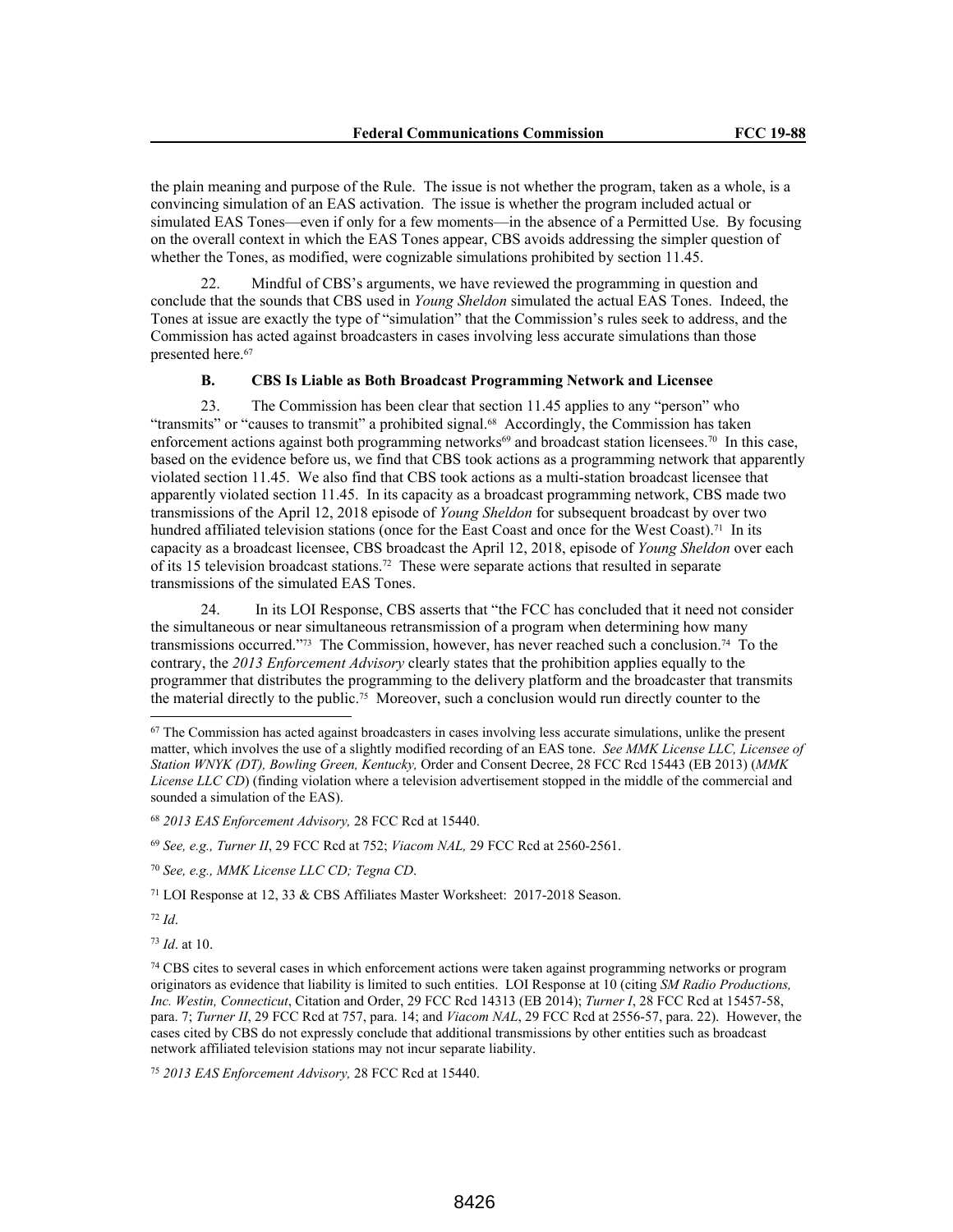the plain meaning and purpose of the Rule. The issue is not whether the program, taken as a whole, is a convincing simulation of an EAS activation. The issue is whether the program included actual or simulated EAS Tones—even if only for a few moments—in the absence of a Permitted Use. By focusing on the overall context in which the EAS Tones appear, CBS avoids addressing the simpler question of whether the Tones, as modified, were cognizable simulations prohibited by section 11.45.

22. Mindful of CBS's arguments, we have reviewed the programming in question and conclude that the sounds that CBS used in *Young Sheldon* simulated the actual EAS Tones. Indeed, the Tones at issue are exactly the type of "simulation" that the Commission's rules seek to address, and the Commission has acted against broadcasters in cases involving less accurate simulations than those presented here.[67]

### B. CBS Is Liable as Both Broadcast Programming Network and Licensee

23. The Commission has been clear that section 11.45 applies to any "person" who "transmits" or "causes to transmit" a prohibited signal.[68] Accordingly, the Commission has taken enforcement actions against both programming networks[69] and broadcast station licensees.[70] In this case, based on the evidence before us, we find that CBS took actions as a programming network that apparently violated section 11.45. We also find that CBS took actions as a multi-station broadcast licensee that apparently violated section 11.45. In its capacity as a broadcast programming network, CBS made two transmissions of the April 12, 2018 episode of *Young Sheldon* for subsequent broadcast by over two hundred affiliated television stations (once for the East Coast and once for the West Coast).[71] In its capacity as a broadcast licensee, CBS broadcast the April 12, 2018, episode of *Young Sheldon* over each of its 15 television broadcast stations.[72] These were separate actions that resulted in separate transmissions of the simulated EAS Tones.

24. In its LOI Response, CBS asserts that "the FCC has concluded that it need not consider the simultaneous or near simultaneous retransmission of a program when determining how many transmissions occurred."[73] The Commission, however, has never reached such a conclusion.[74] To the contrary, the *2013 Enforcement Advisory* clearly states that the prohibition applies equally to the programmer that distributes the programming to the delivery platform and the broadcaster that transmits the material directly to the public.[75] Moreover, such a conclusion would run directly counter to the

---

[67] The Commission has acted against broadcasters in cases involving less accurate simulations, unlike the present matter, which involves the use of a slightly modified recording of an EAS tone. *See MMK License LLC, Licensee of Station WNYK (DT), Bowling Green, Kentucky,* Order and Consent Decree, 28 FCC Rcd 15443 (EB 2013) (*MMK License LLC CD*) (finding violation where a television advertisement stopped in the middle of the commercial and sounded a simulation of the EAS).

[68] *2013 EAS Enforcement Advisory,* 28 FCC Rcd at 15440.

[69] *See, e.g., Turner II*, 29 FCC Rcd at 752; *Viacom NAL,* 29 FCC Rcd at 2560-2561.

[70] *See, e.g., MMK License LLC CD; Tegna CD*.

[71] LOI Response at 12, 33 & CBS Affiliates Master Worksheet: 2017-2018 Season.

[72] *Id*.

[73] *Id*. at 10.

[74] CBS cites to several cases in which enforcement actions were taken against programming networks or program originators as evidence that liability is limited to such entities. LOI Response at 10 (citing *SM Radio Productions, Inc. Westin, Connecticut*, Citation and Order, 29 FCC Rcd 14313 (EB 2014); *Turner I*, 28 FCC Rcd at 15457-58, para. 7; *Turner II*, 29 FCC Rcd at 757, para. 14; and *Viacom NAL*, 29 FCC Rcd at 2556-57, para. 22). However, the cases cited by CBS do not expressly conclude that additional transmissions by other entities such as broadcast network affiliated television stations may not incur separate liability.

[75] *2013 EAS Enforcement Advisory,* 28 FCC Rcd at 15440.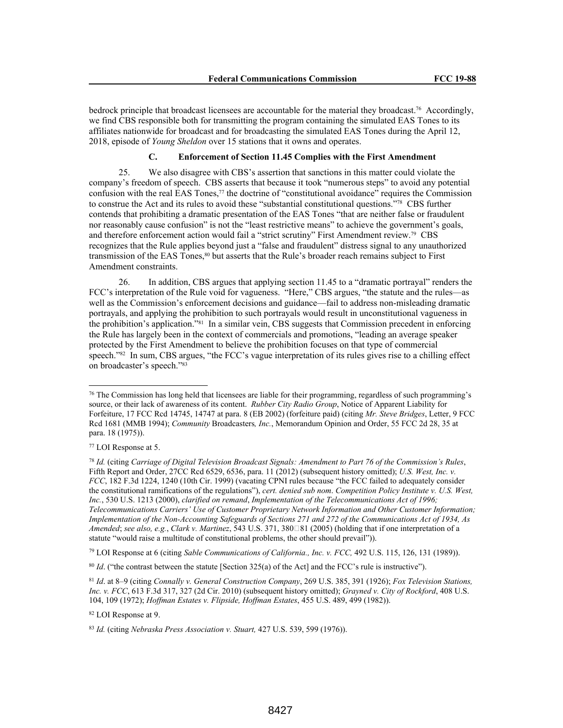bedrock principle that broadcast licensees are accountable for the material they broadcast.[76] Accordingly, we find CBS responsible both for transmitting the program containing the simulated EAS Tones to its affiliates nationwide for broadcast and for broadcasting the simulated EAS Tones during the April 12, 2018, episode of *Young Sheldon* over 15 stations that it owns and operates.

### C. Enforcement of Section 11.45 Complies with the First Amendment

25. We also disagree with CBS's assertion that sanctions in this matter could violate the company's freedom of speech. CBS asserts that because it took "numerous steps" to avoid any potential confusion with the real EAS Tones,[77] the doctrine of "constitutional avoidance" requires the Commission to construe the Act and its rules to avoid these "substantial constitutional questions."[78] CBS further contends that prohibiting a dramatic presentation of the EAS Tones "that are neither false or fraudulent nor reasonably cause confusion" is not the "least restrictive means" to achieve the government's goals, and therefore enforcement action would fail a "strict scrutiny" First Amendment review.[79] CBS recognizes that the Rule applies beyond just a "false and fraudulent" distress signal to any unauthorized transmission of the EAS Tones,[80] but asserts that the Rule's broader reach remains subject to First Amendment constraints.

26. In addition, CBS argues that applying section 11.45 to a "dramatic portrayal" renders the FCC's interpretation of the Rule void for vagueness. "Here," CBS argues, "the statute and the rules—as well as the Commission's enforcement decisions and guidance—fail to address non-misleading dramatic portrayals, and applying the prohibition to such portrayals would result in unconstitutional vagueness in the prohibition's application."[81] In a similar vein, CBS suggests that Commission precedent in enforcing the Rule has largely been in the context of commercials and promotions, "leading an average speaker protected by the First Amendment to believe the prohibition focuses on that type of commercial speech."[82] In sum, CBS argues, "the FCC's vague interpretation of its rules gives rise to a chilling effect on broadcaster's speech."[83]

---

[76] The Commission has long held that licensees are liable for their programming, regardless of such programming's source, or their lack of awareness of its content. *Rubber City Radio Group*, Notice of Apparent Liability for Forfeiture, 17 FCC Rcd 14745, 14747 at para. 8 (EB 2002) (forfeiture paid) (citing *Mr. Steve Bridges*, Letter, 9 FCC Rcd 1681 (MMB 1994); *Community* Broadcasters*, Inc.*, Memorandum Opinion and Order, 55 FCC 2d 28, 35 at para. 18 (1975)).

[77] LOI Response at 5.

[78] *Id.* (citing *Carriage of Digital Television Broadcast Signals: Amendment to Part 76 of the Commission's Rules*, Fifth Report and Order, 27CC Rcd 6529, 6536, para. 11 (2012) (subsequent history omitted); *U.S. West, Inc. v. FCC*, 182 F.3d 1224, 1240 (10th Cir. 1999) (vacating CPNI rules because "the FCC failed to adequately consider the constitutional ramifications of the regulations"), *cert. denied sub nom*. *Competition Policy Institute v. U.S. West, Inc.*, 530 U.S. 1213 (2000), *clarified on remand*, *Implementation of the Telecommunications Act of 1996; Telecommunications Carriers' Use of Customer Proprietary Network Information and Other Customer Information; Implementation of the Non-Accounting Safeguards of Sections 271 and 272 of the Communications Act of 1934, As Amended*; *see also, e.g.*, *Clark v. Martinez*, 543 U.S. 371, 380–81 (2005) (holding that if one interpretation of a statute "would raise a multitude of constitutional problems, the other should prevail")).

[79] LOI Response at 6 (citing *Sable Communications of California., Inc. v. FCC,* 492 U.S. 115, 126, 131 (1989)).

[80] *Id*. ("the contrast between the statute [Section 325(a) of the Act] and the FCC's rule is instructive").

[81] *Id*. at 8–9 (citing *Connally v. General Construction Company*, 269 U.S. 385, 391 (1926); *Fox Television Stations, Inc. v. FCC*, 613 F.3d 317, 327 (2d Cir. 2010) (subsequent history omitted); *Grayned v. City of Rockford*, 408 U.S. 104, 109 (1972); *Hoffman Estates v. Flipside, Hoffman Estates*, 455 U.S. 489, 499 (1982)).

[82] LOI Response at 9.

[83] *Id.* (citing *Nebraska Press Association v. Stuart,* 427 U.S. 539, 599 (1976)).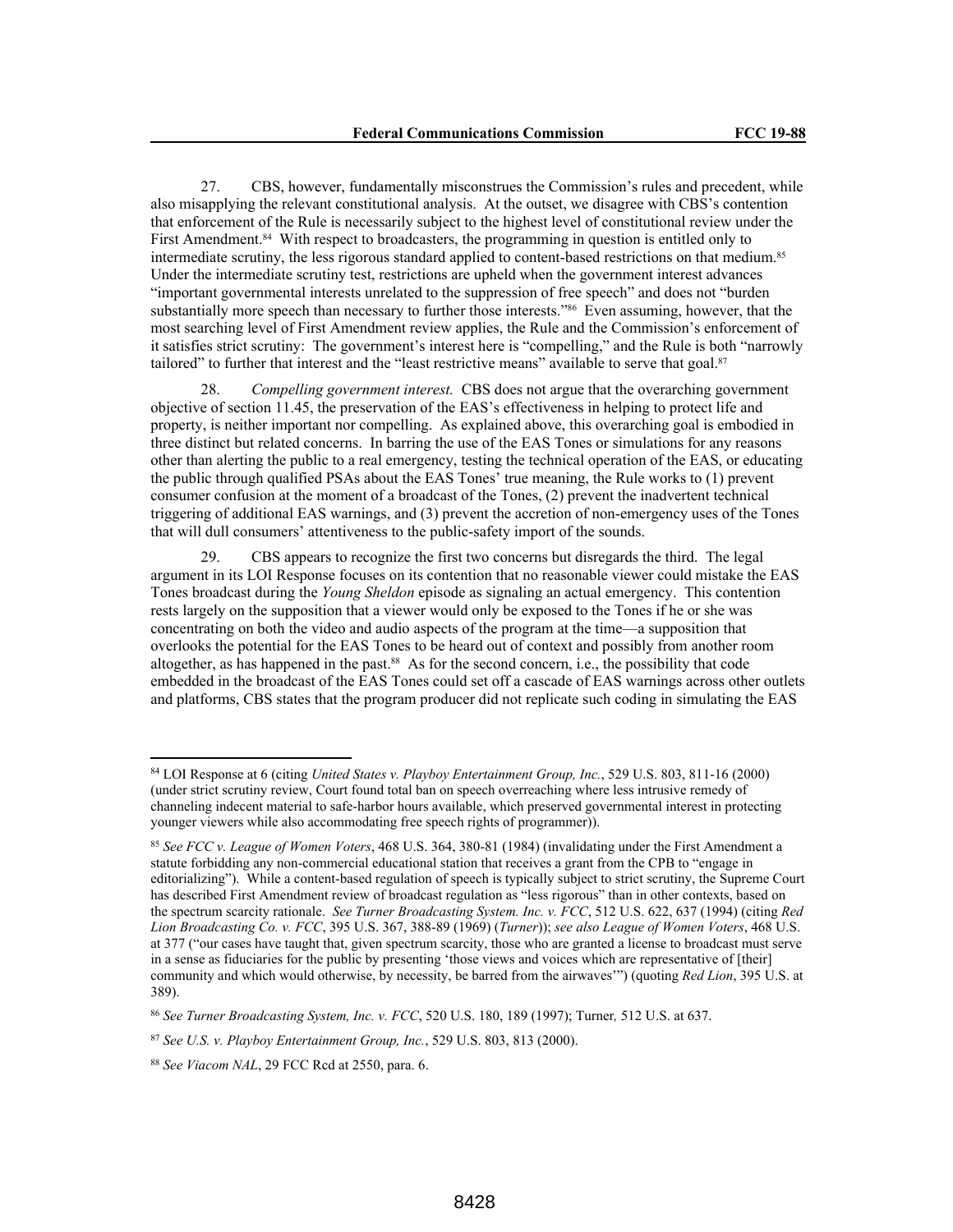27. CBS, however, fundamentally misconstrues the Commission's rules and precedent, while also misapplying the relevant constitutional analysis. At the outset, we disagree with CBS's contention that enforcement of the Rule is necessarily subject to the highest level of constitutional review under the First Amendment.[84] With respect to broadcasters, the programming in question is entitled only to intermediate scrutiny, the less rigorous standard applied to content-based restrictions on that medium.[85] Under the intermediate scrutiny test, restrictions are upheld when the government interest advances "important governmental interests unrelated to the suppression of free speech" and does not "burden substantially more speech than necessary to further those interests."[86] Even assuming, however, that the most searching level of First Amendment review applies, the Rule and the Commission's enforcement of it satisfies strict scrutiny: The government's interest here is "compelling," and the Rule is both "narrowly tailored" to further that interest and the "least restrictive means" available to serve that goal.[87]

28. *Compelling government interest.* CBS does not argue that the overarching government objective of section 11.45, the preservation of the EAS's effectiveness in helping to protect life and property, is neither important nor compelling. As explained above, this overarching goal is embodied in three distinct but related concerns. In barring the use of the EAS Tones or simulations for any reasons other than alerting the public to a real emergency, testing the technical operation of the EAS, or educating the public through qualified PSAs about the EAS Tones' true meaning, the Rule works to (1) prevent consumer confusion at the moment of a broadcast of the Tones, (2) prevent the inadvertent technical triggering of additional EAS warnings, and (3) prevent the accretion of non-emergency uses of the Tones that will dull consumers' attentiveness to the public-safety import of the sounds.

29. CBS appears to recognize the first two concerns but disregards the third. The legal argument in its LOI Response focuses on its contention that no reasonable viewer could mistake the EAS Tones broadcast during the *Young Sheldon* episode as signaling an actual emergency. This contention rests largely on the supposition that a viewer would only be exposed to the Tones if he or she was concentrating on both the video and audio aspects of the program at the time—a supposition that overlooks the potential for the EAS Tones to be heard out of context and possibly from another room altogether, as has happened in the past.[88] As for the second concern, i.e., the possibility that code embedded in the broadcast of the EAS Tones could set off a cascade of EAS warnings across other outlets and platforms, CBS states that the program producer did not replicate such coding in simulating the EAS

---

[84] LOI Response at 6 (citing *United States v. Playboy Entertainment Group, Inc.*, 529 U.S. 803, 811-16 (2000) (under strict scrutiny review, Court found total ban on speech overreaching where less intrusive remedy of channeling indecent material to safe-harbor hours available, which preserved governmental interest in protecting younger viewers while also accommodating free speech rights of programmer)).

[85] *See FCC v. League of Women Voters*, 468 U.S. 364, 380-81 (1984) (invalidating under the First Amendment a statute forbidding any non-commercial educational station that receives a grant from the CPB to "engage in editorializing"). While a content-based regulation of speech is typically subject to strict scrutiny, the Supreme Court has described First Amendment review of broadcast regulation as "less rigorous" than in other contexts, based on the spectrum scarcity rationale. *See Turner Broadcasting System. Inc. v. FCC*, 512 U.S. 622, 637 (1994) (citing *Red Lion Broadcasting Co. v. FCC*, 395 U.S. 367, 388-89 (1969) (*Turner*)); *see also League of Women Voters*, 468 U.S. at 377 ("our cases have taught that, given spectrum scarcity, those who are granted a license to broadcast must serve in a sense as fiduciaries for the public by presenting 'those views and voices which are representative of [their] community and which would otherwise, by necessity, be barred from the airwaves'") (quoting *Red Lion*, 395 U.S. at 389).

[86] *See Turner Broadcasting System, Inc. v. FCC*, 520 U.S. 180, 189 (1997); Turner*,* 512 U.S. at 637.

[87] *See U.S. v. Playboy Entertainment Group, Inc.*, 529 U.S. 803, 813 (2000).

[88] *See Viacom NAL*, 29 FCC Rcd at 2550, para. 6.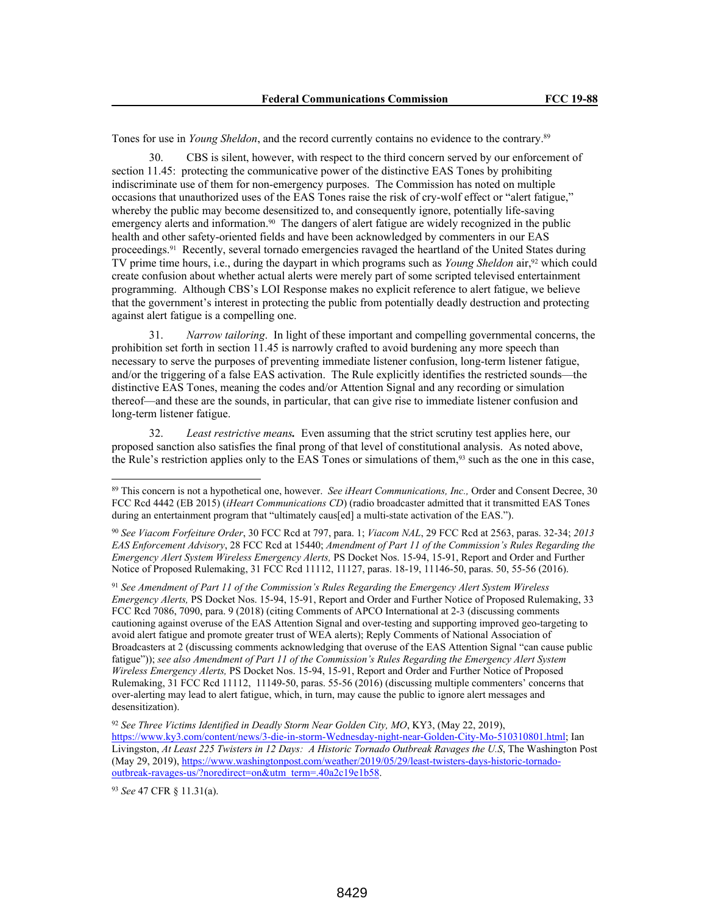Tones for use in *Young Sheldon*, and the record currently contains no evidence to the contrary.[89]

30. CBS is silent, however, with respect to the third concern served by our enforcement of section 11.45: protecting the communicative power of the distinctive EAS Tones by prohibiting indiscriminate use of them for non-emergency purposes. The Commission has noted on multiple occasions that unauthorized uses of the EAS Tones raise the risk of cry-wolf effect or "alert fatigue," whereby the public may become desensitized to, and consequently ignore, potentially life-saving emergency alerts and information.[90] The dangers of alert fatigue are widely recognized in the public health and other safety-oriented fields and have been acknowledged by commenters in our EAS proceedings.[91] Recently, several tornado emergencies ravaged the heartland of the United States during TV prime time hours, i.e., during the daypart in which programs such as *Young Sheldon* air,[92] which could create confusion about whether actual alerts were merely part of some scripted televised entertainment programming. Although CBS's LOI Response makes no explicit reference to alert fatigue, we believe that the government's interest in protecting the public from potentially deadly destruction and protecting against alert fatigue is a compelling one.

31. *Narrow tailoring*. In light of these important and compelling governmental concerns, the prohibition set forth in section 11.45 is narrowly crafted to avoid burdening any more speech than necessary to serve the purposes of preventing immediate listener confusion, long-term listener fatigue, and/or the triggering of a false EAS activation. The Rule explicitly identifies the restricted sounds—the distinctive EAS Tones, meaning the codes and/or Attention Signal and any recording or simulation thereof—and these are the sounds, in particular, that can give rise to immediate listener confusion and long-term listener fatigue.

32. ***Least restrictive means.*** Even assuming that the strict scrutiny test applies here, our proposed sanction also satisfies the final prong of that level of constitutional analysis. As noted above, the Rule's restriction applies only to the EAS Tones or simulations of them,[93] such as the one in this case,

---

[89] This concern is not a hypothetical one, however. *See iHeart Communications, Inc.,* Order and Consent Decree, 30 FCC Rcd 4442 (EB 2015) (*iHeart Communications CD*) (radio broadcaster admitted that it transmitted EAS Tones during an entertainment program that "ultimately caus[ed] a multi-state activation of the EAS.").

[90] *See Viacom Forfeiture Order*, 30 FCC Rcd at 797, para. 1; *Viacom NAL*, 29 FCC Rcd at 2563, paras. 32-34; *2013 EAS Enforcement Advisory*, 28 FCC Rcd at 15440; *Amendment of Part 11 of the Commission's Rules Regarding the Emergency Alert System Wireless Emergency Alerts,* PS Docket Nos. 15-94, 15-91, Report and Order and Further Notice of Proposed Rulemaking, 31 FCC Rcd 11112, 11127, paras. 18-19, 11146-50, paras. 50, 55-56 (2016).

[91] *See Amendment of Part 11 of the Commission's Rules Regarding the Emergency Alert System Wireless Emergency Alerts,* PS Docket Nos. 15-94, 15-91, Report and Order and Further Notice of Proposed Rulemaking, 33 FCC Rcd 7086, 7090, para. 9 (2018) (citing Comments of APCO International at 2-3 (discussing comments cautioning against overuse of the EAS Attention Signal and over-testing and supporting improved geo-targeting to avoid alert fatigue and promote greater trust of WEA alerts); Reply Comments of National Association of Broadcasters at 2 (discussing comments acknowledging that overuse of the EAS Attention Signal "can cause public fatigue")); *see also Amendment of Part 11 of the Commission's Rules Regarding the Emergency Alert System Wireless Emergency Alerts,* PS Docket Nos. 15-94, 15-91, Report and Order and Further Notice of Proposed Rulemaking, 31 FCC Rcd 11112, 11149-50, paras. 55-56 (2016) (discussing multiple commenters' concerns that over-alerting may lead to alert fatigue, which, in turn, may cause the public to ignore alert messages and desensitization).

[92] *See Three Victims Identified in Deadly Storm Near Golden City, MO*, KY3, (May 22, 2019), https://www.ky3.com/content/news/3-die-in-storm-Wednesday-night-near-Golden-City-Mo-510310801.html; Ian Livingston, *At Least 225 Twisters in 12 Days: A Historic Tornado Outbreak Ravages the U.S*, The Washington Post (May 29, 2019), https://www.washingtonpost.com/weather/2019/05/29/least-twisters-days-historic-tornado-outbreak-ravages-us/?noredirect=on&utm_term=.40a2c19e1b58.

[93] *See* 47 CFR § 11.31(a).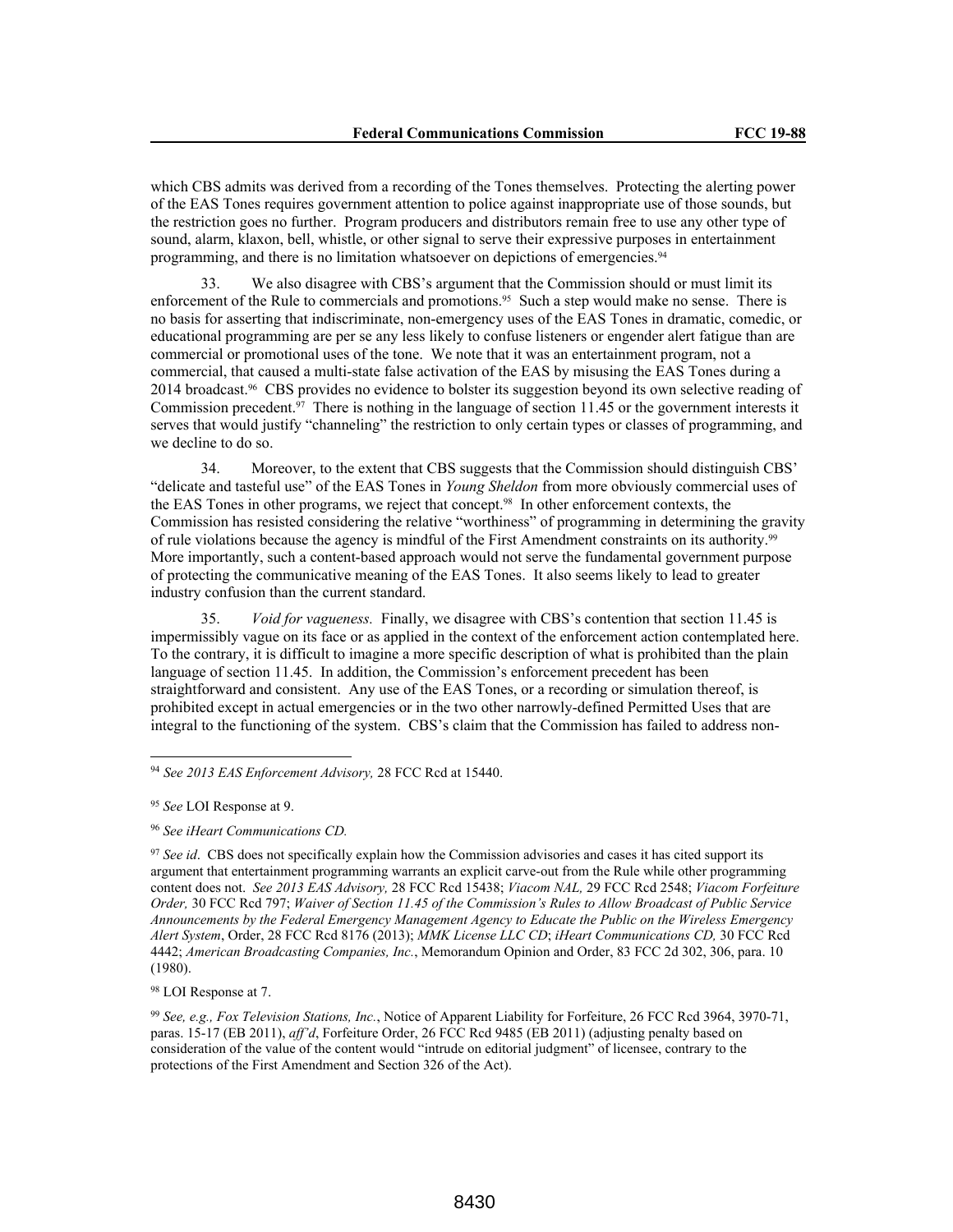which CBS admits was derived from a recording of the Tones themselves. Protecting the alerting power of the EAS Tones requires government attention to police against inappropriate use of those sounds, but the restriction goes no further. Program producers and distributors remain free to use any other type of sound, alarm, klaxon, bell, whistle, or other signal to serve their expressive purposes in entertainment programming, and there is no limitation whatsoever on depictions of emergencies.[94]

33. We also disagree with CBS's argument that the Commission should or must limit its enforcement of the Rule to commercials and promotions.[95] Such a step would make no sense. There is no basis for asserting that indiscriminate, non-emergency uses of the EAS Tones in dramatic, comedic, or educational programming are per se any less likely to confuse listeners or engender alert fatigue than are commercial or promotional uses of the tone. We note that it was an entertainment program, not a commercial, that caused a multi-state false activation of the EAS by misusing the EAS Tones during a 2014 broadcast.[96] CBS provides no evidence to bolster its suggestion beyond its own selective reading of Commission precedent.[97] There is nothing in the language of section 11.45 or the government interests it serves that would justify "channeling" the restriction to only certain types or classes of programming, and we decline to do so.

34. Moreover, to the extent that CBS suggests that the Commission should distinguish CBS' "delicate and tasteful use" of the EAS Tones in *Young Sheldon* from more obviously commercial uses of the EAS Tones in other programs, we reject that concept.[98] In other enforcement contexts, the Commission has resisted considering the relative "worthiness" of programming in determining the gravity of rule violations because the agency is mindful of the First Amendment constraints on its authority.[99] More importantly, such a content-based approach would not serve the fundamental government purpose of protecting the communicative meaning of the EAS Tones. It also seems likely to lead to greater industry confusion than the current standard.

35. *Void for vagueness.* Finally, we disagree with CBS's contention that section 11.45 is impermissibly vague on its face or as applied in the context of the enforcement action contemplated here. To the contrary, it is difficult to imagine a more specific description of what is prohibited than the plain language of section 11.45. In addition, the Commission's enforcement precedent has been straightforward and consistent. Any use of the EAS Tones, or a recording or simulation thereof, is prohibited except in actual emergencies or in the two other narrowly-defined Permitted Uses that are integral to the functioning of the system. CBS's claim that the Commission has failed to address non-

---

[94] *See 2013 EAS Enforcement Advisory,* 28 FCC Rcd at 15440.

[95] *See* LOI Response at 9.

[96] *See iHeart Communications CD.*

[97] *See id*. CBS does not specifically explain how the Commission advisories and cases it has cited support its argument that entertainment programming warrants an explicit carve-out from the Rule while other programming content does not. *See 2013 EAS Advisory,* 28 FCC Rcd 15438; *Viacom NAL,* 29 FCC Rcd 2548; *Viacom Forfeiture Order,* 30 FCC Rcd 797; *Waiver of Section 11.45 of the Commission's Rules to Allow Broadcast of Public Service Announcements by the Federal Emergency Management Agency to Educate the Public on the Wireless Emergency Alert System*, Order, 28 FCC Rcd 8176 (2013); *MMK License LLC CD*; *iHeart Communications CD,* 30 FCC Rcd 4442; *American Broadcasting Companies, Inc.*, Memorandum Opinion and Order, 83 FCC 2d 302, 306, para. 10 (1980).

[98] LOI Response at 7.

[99] *See, e.g., Fox Television Stations, Inc.*, Notice of Apparent Liability for Forfeiture, 26 FCC Rcd 3964, 3970-71, paras. 15-17 (EB 2011), *aff'd*, Forfeiture Order, 26 FCC Rcd 9485 (EB 2011) (adjusting penalty based on consideration of the value of the content would "intrude on editorial judgment" of licensee, contrary to the protections of the First Amendment and Section 326 of the Act).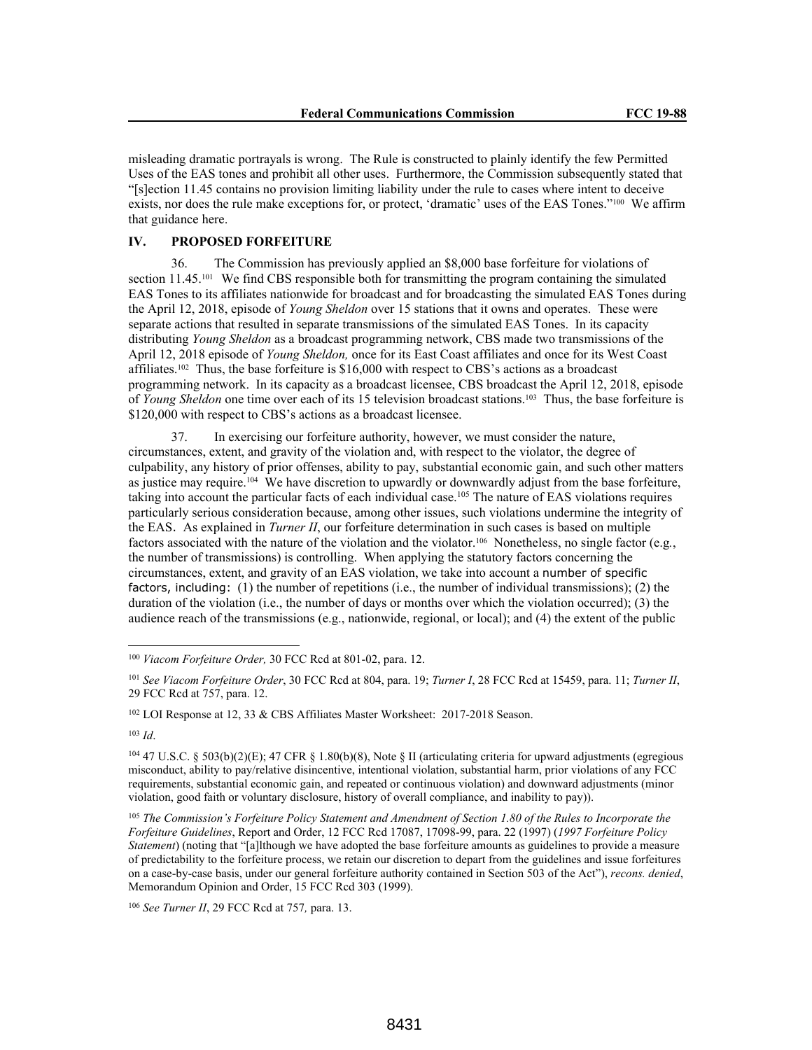misleading dramatic portrayals is wrong. The Rule is constructed to plainly identify the few Permitted Uses of the EAS tones and prohibit all other uses. Furthermore, the Commission subsequently stated that "[s]ection 11.45 contains no provision limiting liability under the rule to cases where intent to deceive exists, nor does the rule make exceptions for, or protect, 'dramatic' uses of the EAS Tones."[100] We affirm that guidance here.

## IV. PROPOSED FORFEITURE

36. The Commission has previously applied an $8,000 base forfeiture for violations of section 11.45.[101] We find CBS responsible both for transmitting the program containing the simulated EAS Tones to its affiliates nationwide for broadcast and for broadcasting the simulated EAS Tones during the April 12, 2018, episode of *Young Sheldon* over 15 stations that it owns and operates. These were separate actions that resulted in separate transmissions of the simulated EAS Tones. In its capacity distributing *Young Sheldon* as a broadcast programming network, CBS made two transmissions of the April 12, 2018 episode of *Young Sheldon,* once for its East Coast affiliates and once for its West Coast affiliates.[102] Thus, the base forfeiture is $16,000 with respect to CBS's actions as a broadcast programming network. In its capacity as a broadcast licensee, CBS broadcast the April 12, 2018, episode of *Young Sheldon* one time over each of its 15 television broadcast stations.[103] Thus, the base forfeiture is $120,000 with respect to CBS's actions as a broadcast licensee.

37. In exercising our forfeiture authority, however, we must consider the nature, circumstances, extent, and gravity of the violation and, with respect to the violator, the degree of culpability, any history of prior offenses, ability to pay, substantial economic gain, and such other matters as justice may require.[104] We have discretion to upwardly or downwardly adjust from the base forfeiture, taking into account the particular facts of each individual case.[105] The nature of EAS violations requires particularly serious consideration because, among other issues, such violations undermine the integrity of the EAS. As explained in *Turner II*, our forfeiture determination in such cases is based on multiple factors associated with the nature of the violation and the violator.[106] Nonetheless, no single factor (e.g., the number of transmissions) is controlling. When applying the statutory factors concerning the circumstances, extent, and gravity of an EAS violation, we take into account a number of specific factors, including: (1) the number of repetitions (i.e., the number of individual transmissions); (2) the duration of the violation (i.e., the number of days or months over which the violation occurred); (3) the audience reach of the transmissions (e.g., nationwide, regional, or local); and (4) the extent of the public

---

[100] *Viacom Forfeiture Order,* 30 FCC Rcd at 801-02, para. 12.

[101] *See Viacom Forfeiture Order*, 30 FCC Rcd at 804, para. 19; *Turner I*, 28 FCC Rcd at 15459, para. 11; *Turner II*, 29 FCC Rcd at 757, para. 12.

[102] LOI Response at 12, 33 & CBS Affiliates Master Worksheet: 2017-2018 Season.

[103] *Id*.

[104] 47 U.S.C. § 503(b)(2)(E); 47 CFR § 1.80(b)(8), Note § II (articulating criteria for upward adjustments (egregious misconduct, ability to pay/relative disincentive, intentional violation, substantial harm, prior violations of any FCC requirements, substantial economic gain, and repeated or continuous violation) and downward adjustments (minor violation, good faith or voluntary disclosure, history of overall compliance, and inability to pay)).

[105] *The Commission's Forfeiture Policy Statement and Amendment of Section 1.80 of the Rules to Incorporate the Forfeiture Guidelines*, Report and Order, 12 FCC Rcd 17087, 17098-99, para. 22 (1997) (*1997 Forfeiture Policy Statement*) (noting that "[a]lthough we have adopted the base forfeiture amounts as guidelines to provide a measure of predictability to the forfeiture process, we retain our discretion to depart from the guidelines and issue forfeitures on a case-by-case basis, under our general forfeiture authority contained in Section 503 of the Act"), *recons. denied*, Memorandum Opinion and Order, 15 FCC Rcd 303 (1999).

[106] *See Turner II*, 29 FCC Rcd at 757*,* para. 13.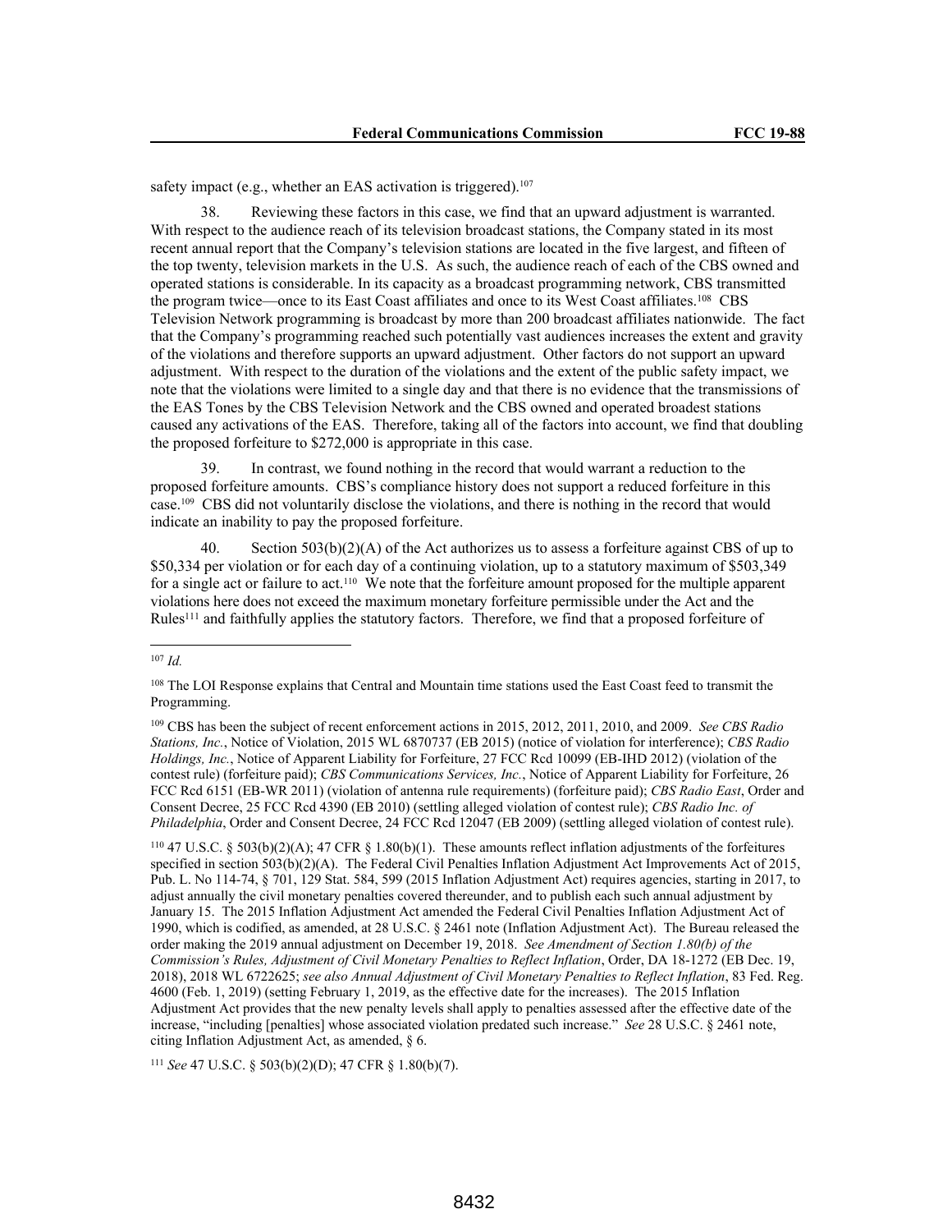safety impact (e.g., whether an EAS activation is triggered).[107]

38. Reviewing these factors in this case, we find that an upward adjustment is warranted. With respect to the audience reach of its television broadcast stations, the Company stated in its most recent annual report that the Company's television stations are located in the five largest, and fifteen of the top twenty, television markets in the U.S. As such, the audience reach of each of the CBS owned and operated stations is considerable. In its capacity as a broadcast programming network, CBS transmitted the program twice—once to its East Coast affiliates and once to its West Coast affiliates.[108] CBS Television Network programming is broadcast by more than 200 broadcast affiliates nationwide. The fact that the Company's programming reached such potentially vast audiences increases the extent and gravity of the violations and therefore supports an upward adjustment. Other factors do not support an upward adjustment. With respect to the duration of the violations and the extent of the public safety impact, we note that the violations were limited to a single day and that there is no evidence that the transmissions of the EAS Tones by the CBS Television Network and the CBS owned and operated broadest stations caused any activations of the EAS. Therefore, taking all of the factors into account, we find that doubling the proposed forfeiture to $272,000 is appropriate in this case.

39. In contrast, we found nothing in the record that would warrant a reduction to the proposed forfeiture amounts. CBS's compliance history does not support a reduced forfeiture in this case.[109] CBS did not voluntarily disclose the violations, and there is nothing in the record that would indicate an inability to pay the proposed forfeiture.

40. Section 503(b)(2)(A) of the Act authorizes us to assess a forfeiture against CBS of up to $50,334 per violation or for each day of a continuing violation, up to a statutory maximum of $503,349 for a single act or failure to act.[110] We note that the forfeiture amount proposed for the multiple apparent violations here does not exceed the maximum monetary forfeiture permissible under the Act and the Rules[111] and faithfully applies the statutory factors. Therefore, we find that a proposed forfeiture of

---

[107] *Id.*

[108] The LOI Response explains that Central and Mountain time stations used the East Coast feed to transmit the Programming.

[109] CBS has been the subject of recent enforcement actions in 2015, 2012, 2011, 2010, and 2009. *See CBS Radio Stations, Inc.*, Notice of Violation, 2015 WL 6870737 (EB 2015) (notice of violation for interference); *CBS Radio Holdings, Inc.*, Notice of Apparent Liability for Forfeiture, 27 FCC Rcd 10099 (EB-IHD 2012) (violation of the contest rule) (forfeiture paid); *CBS Communications Services, Inc.*, Notice of Apparent Liability for Forfeiture, 26 FCC Rcd 6151 (EB-WR 2011) (violation of antenna rule requirements) (forfeiture paid); *CBS Radio East*, Order and Consent Decree, 25 FCC Rcd 4390 (EB 2010) (settling alleged violation of contest rule); *CBS Radio Inc. of Philadelphia*, Order and Consent Decree, 24 FCC Rcd 12047 (EB 2009) (settling alleged violation of contest rule).

[110] 47 U.S.C. § 503(b)(2)(A); 47 CFR § 1.80(b)(1). These amounts reflect inflation adjustments of the forfeitures specified in section 503(b)(2)(A). The Federal Civil Penalties Inflation Adjustment Act Improvements Act of 2015, Pub. L. No 114-74, § 701, 129 Stat. 584, 599 (2015 Inflation Adjustment Act) requires agencies, starting in 2017, to adjust annually the civil monetary penalties covered thereunder, and to publish each such annual adjustment by January 15. The 2015 Inflation Adjustment Act amended the Federal Civil Penalties Inflation Adjustment Act of 1990, which is codified, as amended, at 28 U.S.C. § 2461 note (Inflation Adjustment Act). The Bureau released the order making the 2019 annual adjustment on December 19, 2018. *See Amendment of Section 1.80(b) of the Commission's Rules, Adjustment of Civil Monetary Penalties to Reflect Inflation*, Order, DA 18-1272 (EB Dec. 19, 2018), 2018 WL 6722625; *see also Annual Adjustment of Civil Monetary Penalties to Reflect Inflation*, 83 Fed. Reg. 4600 (Feb. 1, 2019) (setting February 1, 2019, as the effective date for the increases). The 2015 Inflation Adjustment Act provides that the new penalty levels shall apply to penalties assessed after the effective date of the increase, "including [penalties] whose associated violation predated such increase." *See* 28 U.S.C. § 2461 note, citing Inflation Adjustment Act, as amended, § 6.

[111] *See* 47 U.S.C. § 503(b)(2)(D); 47 CFR § 1.80(b)(7).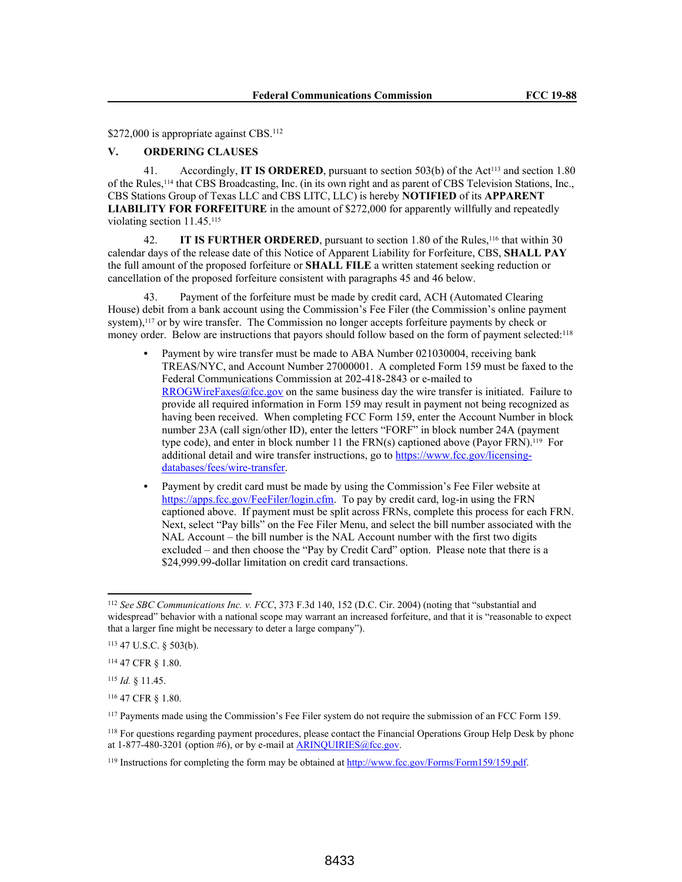$272,000 is appropriate against CBS.[112]

## V. ORDERING CLAUSES

41. Accordingly, **IT IS ORDERED**, pursuant to section 503(b) of the Act[113] and section 1.80 of the Rules,[114] that CBS Broadcasting, Inc. (in its own right and as parent of CBS Television Stations, Inc., CBS Stations Group of Texas LLC and CBS LITC, LLC) is hereby **NOTIFIED** of its **APPARENT LIABILITY FOR FORFEITURE** in the amount of $272,000 for apparently willfully and repeatedly violating section 11.45.[115]

42. **IT IS FURTHER ORDERED**, pursuant to section 1.80 of the Rules,[116] that within 30 calendar days of the release date of this Notice of Apparent Liability for Forfeiture, CBS, **SHALL PAY** the full amount of the proposed forfeiture or **SHALL FILE** a written statement seeking reduction or cancellation of the proposed forfeiture consistent with paragraphs 45 and 46 below.

43. Payment of the forfeiture must be made by credit card, ACH (Automated Clearing House) debit from a bank account using the Commission's Fee Filer (the Commission's online payment system),[117] or by wire transfer. The Commission no longer accepts forfeiture payments by check or money order. Below are instructions that payors should follow based on the form of payment selected:[118]

- Payment by wire transfer must be made to ABA Number 021030004, receiving bank TREAS/NYC, and Account Number 27000001. A completed Form 159 must be faxed to the Federal Communications Commission at 202-418-2843 or e-mailed to RROGWireFaxes@fcc.gov on the same business day the wire transfer is initiated. Failure to provide all required information in Form 159 may result in payment not being recognized as having been received. When completing FCC Form 159, enter the Account Number in block number 23A (call sign/other ID), enter the letters "FORF" in block number 24A (payment type code), and enter in block number 11 the FRN(s) captioned above (Payor FRN).[119] For additional detail and wire transfer instructions, go to https://www.fcc.gov/licensing-databases/fees/wire-transfer.

- Payment by credit card must be made by using the Commission's Fee Filer website at https://apps.fcc.gov/FeeFiler/login.cfm. To pay by credit card, log-in using the FRN captioned above. If payment must be split across FRNs, complete this process for each FRN. Next, select "Pay bills" on the Fee Filer Menu, and select the bill number associated with the NAL Account – the bill number is the NAL Account number with the first two digits excluded – and then choose the "Pay by Credit Card" option. Please note that there is a $24,999.99-dollar limitation on credit card transactions.

---

[112] *See SBC Communications Inc. v. FCC*, 373 F.3d 140, 152 (D.C. Cir. 2004) (noting that "substantial and widespread" behavior with a national scope may warrant an increased forfeiture, and that it is "reasonable to expect that a larger fine might be necessary to deter a large company").

[113] 47 U.S.C. § 503(b).

[114] 47 CFR § 1.80.

[115] *Id.* § 11.45.

[116] 47 CFR § 1.80.

[117] Payments made using the Commission's Fee Filer system do not require the submission of an FCC Form 159.

[118] For questions regarding payment procedures, please contact the Financial Operations Group Help Desk by phone at 1-877-480-3201 (option #6), or by e-mail at ARINQUIRIES@fcc.gov.

[119] Instructions for completing the form may be obtained at http://www.fcc.gov/Forms/Form159/159.pdf.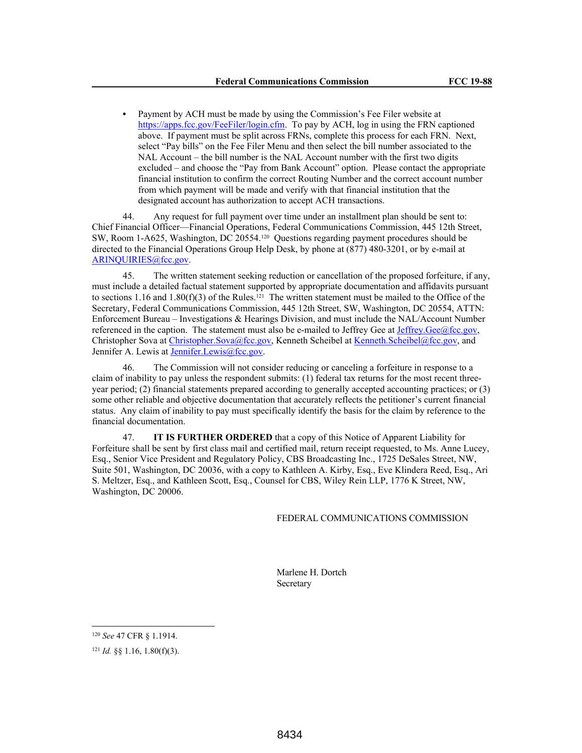- Payment by ACH must be made by using the Commission's Fee Filer website at https://apps.fcc.gov/FeeFiler/login.cfm. To pay by ACH, log in using the FRN captioned above. If payment must be split across FRNs, complete this process for each FRN. Next, select "Pay bills" on the Fee Filer Menu and then select the bill number associated to the NAL Account – the bill number is the NAL Account number with the first two digits excluded – and choose the "Pay from Bank Account" option. Please contact the appropriate financial institution to confirm the correct Routing Number and the correct account number from which payment will be made and verify with that financial institution that the designated account has authorization to accept ACH transactions.

44. Any request for full payment over time under an installment plan should be sent to: Chief Financial Officer—Financial Operations, Federal Communications Commission, 445 12th Street, SW, Room 1-A625, Washington, DC 20554.[120] Questions regarding payment procedures should be directed to the Financial Operations Group Help Desk, by phone at (877) 480-3201, or by e-mail at ARINQUIRIES@fcc.gov.

45. The written statement seeking reduction or cancellation of the proposed forfeiture, if any, must include a detailed factual statement supported by appropriate documentation and affidavits pursuant to sections 1.16 and 1.80(f)(3) of the Rules.[121] The written statement must be mailed to the Office of the Secretary, Federal Communications Commission, 445 12th Street, SW, Washington, DC 20554, ATTN: Enforcement Bureau – Investigations & Hearings Division, and must include the NAL/Account Number referenced in the caption. The statement must also be e-mailed to Jeffrey Gee at Jeffrey.Gee@fcc.gov, Christopher Sova at Christopher.Sova@fcc.gov, Kenneth Scheibel at Kenneth.Scheibel@fcc.gov, and Jennifer A. Lewis at Jennifer.Lewis@fcc.gov.

46. The Commission will not consider reducing or canceling a forfeiture in response to a claim of inability to pay unless the respondent submits: (1) federal tax returns for the most recent three-year period; (2) financial statements prepared according to generally accepted accounting practices; or (3) some other reliable and objective documentation that accurately reflects the petitioner's current financial status. Any claim of inability to pay must specifically identify the basis for the claim by reference to the financial documentation.

47. **IT IS FURTHER ORDERED** that a copy of this Notice of Apparent Liability for Forfeiture shall be sent by first class mail and certified mail, return receipt requested, to Ms. Anne Lucey, Esq., Senior Vice President and Regulatory Policy, CBS Broadcasting Inc., 1725 DeSales Street, NW, Suite 501, Washington, DC 20036, with a copy to Kathleen A. Kirby, Esq., Eve Klindera Reed, Esq., Ari S. Meltzer, Esq., and Kathleen Scott, Esq., Counsel for CBS, Wiley Rein LLP, 1776 K Street, NW, Washington, DC 20006.

FEDERAL COMMUNICATIONS COMMISSION

Marlene H. Dortch
Secretary

---

[120] *See* 47 CFR § 1.1914.

[121] *Id.* §§ 1.16, 1.80(f)(3).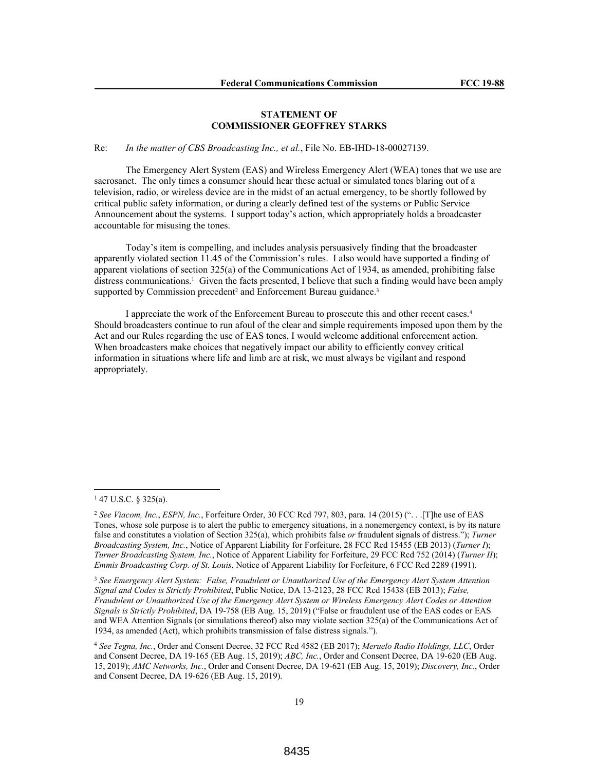**STATEMENT OF**
**COMMISSIONER GEOFFREY STARKS**

Re: *In the matter of CBS Broadcasting Inc., et al.*, File No. EB-IHD-18-00027139.

The Emergency Alert System (EAS) and Wireless Emergency Alert (WEA) tones that we use are sacrosanct. The only times a consumer should hear these actual or simulated tones blaring out of a television, radio, or wireless device are in the midst of an actual emergency, to be shortly followed by critical public safety information, or during a clearly defined test of the systems or Public Service Announcement about the systems. I support today's action, which appropriately holds a broadcaster accountable for misusing the tones.

Today's item is compelling, and includes analysis persuasively finding that the broadcaster apparently violated section 11.45 of the Commission's rules. I also would have supported a finding of apparent violations of section 325(a) of the Communications Act of 1934, as amended, prohibiting false distress communications.[1] Given the facts presented, I believe that such a finding would have been amply supported by Commission precedent[2] and Enforcement Bureau guidance.[3]

I appreciate the work of the Enforcement Bureau to prosecute this and other recent cases.[4] Should broadcasters continue to run afoul of the clear and simple requirements imposed upon them by the Act and our Rules regarding the use of EAS tones, I would welcome additional enforcement action. When broadcasters make choices that negatively impact our ability to efficiently convey critical information in situations where life and limb are at risk, we must always be vigilant and respond appropriately.

---

[1] 47 U.S.C. § 325(a).

[2] *See Viacom, Inc.*, *ESPN, Inc.*, Forfeiture Order, 30 FCC Rcd 797, 803, para. 14 (2015) (". . .[T]he use of EAS Tones, whose sole purpose is to alert the public to emergency situations, in a nonemergency context, is by its nature false and constitutes a violation of Section 325(a), which prohibits false *or* fraudulent signals of distress."); *Turner Broadcasting System, Inc.*, Notice of Apparent Liability for Forfeiture, 28 FCC Rcd 15455 (EB 2013) (*Turner I*); *Turner Broadcasting System, Inc.*, Notice of Apparent Liability for Forfeiture, 29 FCC Rcd 752 (2014) (*Turner II*); *Emmis Broadcasting Corp. of St. Louis*, Notice of Apparent Liability for Forfeiture, 6 FCC Rcd 2289 (1991).

[3] *See Emergency Alert System: False, Fraudulent or Unauthorized Use of the Emergency Alert System Attention Signal and Codes is Strictly Prohibited*, Public Notice, DA 13-2123, 28 FCC Rcd 15438 (EB 2013); *False, Fraudulent or Unauthorized Use of the Emergency Alert System or Wireless Emergency Alert Codes or Attention Signals is Strictly Prohibited*, DA 19-758 (EB Aug. 15, 2019) ("False or fraudulent use of the EAS codes or EAS and WEA Attention Signals (or simulations thereof) also may violate section 325(a) of the Communications Act of 1934, as amended (Act), which prohibits transmission of false distress signals.").

[4] *See Tegna, Inc.*, Order and Consent Decree, 32 FCC Rcd 4582 (EB 2017); *Meruelo Radio Holdings, LLC*, Order and Consent Decree, DA 19-165 (EB Aug. 15, 2019); *ABC, Inc.*, Order and Consent Decree, DA 19-620 (EB Aug. 15, 2019); *AMC Networks, Inc.*, Order and Consent Decree, DA 19-621 (EB Aug. 15, 2019); *Discovery, Inc.*, Order and Consent Decree, DA 19-626 (EB Aug. 15, 2019).